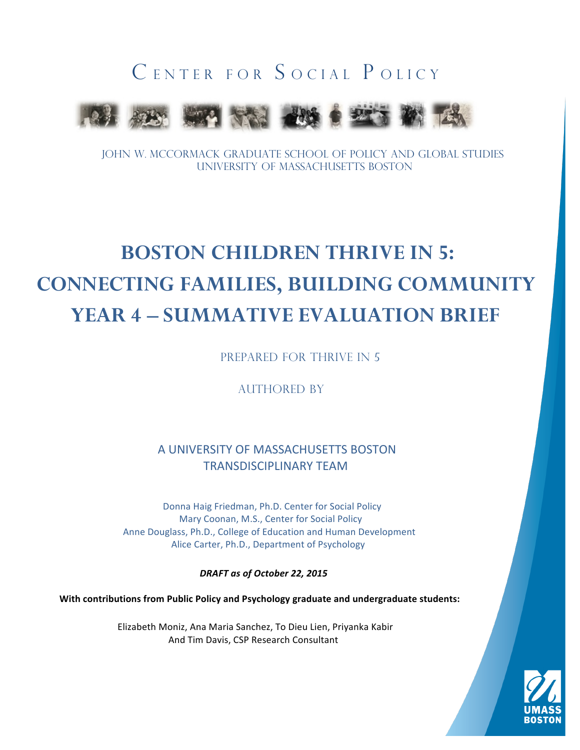# Center for Social Policy

John W. McCormack Graduate School of Policy and Global Studies
University of Massachusetts Boston

# BOSTON CHILDREN THRIVE IN 5: CONNECTING FAMILIES, BUILDING COMMUNITY YEAR 4 – SUMMATIVE EVALUATION BRIEF

PREPARED FOR THRIVE IN 5

AUTHORED BY

A UNIVERSITY OF MASSACHUSETTS BOSTON
TRANSDISCIPLINARY TEAM

Donna Haig Friedman, Ph.D. Center for Social Policy
Mary Coonan, M.S., Center for Social Policy
Anne Douglass, Ph.D., College of Education and Human Development
Alice Carter, Ph.D., Department of Psychology

***DRAFT as of October 22, 2015***

**With contributions from Public Policy and Psychology graduate and undergraduate students:**

Elizabeth Moniz, Ana Maria Sanchez, To Dieu Lien, Priyanka Kabir
And Tim Davis, CSP Research Consultant

UMASS BOSTON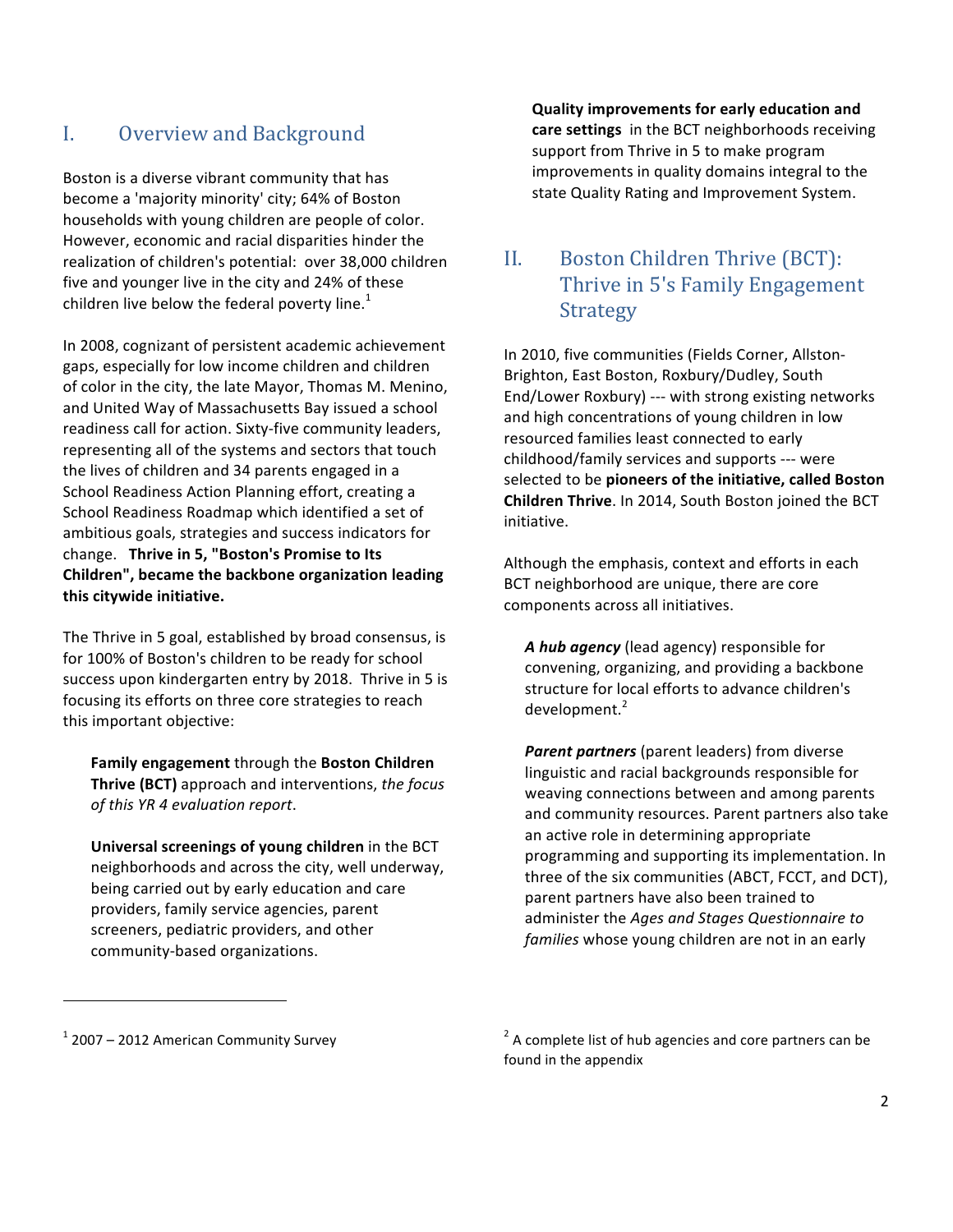## I. Overview and Background

Boston is a diverse vibrant community that has become a 'majority minority' city; 64% of Boston households with young children are people of color. However, economic and racial disparities hinder the realization of children's potential: over 38,000 children five and younger live in the city and 24% of these children live below the federal poverty line.[1]

In 2008, cognizant of persistent academic achievement gaps, especially for low income children and children of color in the city, the late Mayor, Thomas M. Menino, and United Way of Massachusetts Bay issued a school readiness call for action. Sixty-five community leaders, representing all of the systems and sectors that touch the lives of children and 34 parents engaged in a School Readiness Action Planning effort, creating a School Readiness Roadmap which identified a set of ambitious goals, strategies and success indicators for change. **Thrive in 5, "Boston's Promise to Its Children", became the backbone organization leading this citywide initiative.**

The Thrive in 5 goal, established by broad consensus, is for 100% of Boston's children to be ready for school success upon kindergarten entry by 2018. Thrive in 5 is focusing its efforts on three core strategies to reach this important objective:

**Family engagement** through the **Boston Children Thrive (BCT)** approach and interventions, *the focus of this YR 4 evaluation report*.

**Universal screenings of young children** in the BCT neighborhoods and across the city, well underway, being carried out by early education and care providers, family service agencies, parent screeners, pediatric providers, and other community-based organizations.

**Quality improvements for early education and care settings** in the BCT neighborhoods receiving support from Thrive in 5 to make program improvements in quality domains integral to the state Quality Rating and Improvement System.

## II. Boston Children Thrive (BCT): Thrive in 5's Family Engagement Strategy

In 2010, five communities (Fields Corner, Allston-Brighton, East Boston, Roxbury/Dudley, South End/Lower Roxbury) --- with strong existing networks and high concentrations of young children in low resourced families least connected to early childhood/family services and supports --- were selected to be **pioneers of the initiative, called Boston Children Thrive**. In 2014, South Boston joined the BCT initiative.

Although the emphasis, context and efforts in each BCT neighborhood are unique, there are core components across all initiatives.

***A hub agency*** (lead agency) responsible for convening, organizing, and providing a backbone structure for local efforts to advance children's development.[2]

***Parent partners*** (parent leaders) from diverse linguistic and racial backgrounds responsible for weaving connections between and among parents and community resources. Parent partners also take an active role in determining appropriate programming and supporting its implementation. In three of the six communities (ABCT, FCCT, and DCT), parent partners have also been trained to administer the *Ages and Stages Questionnaire to families* whose young children are not in an early

[1] 2007 – 2012 American Community Survey

[2] A complete list of hub agencies and core partners can be found in the appendix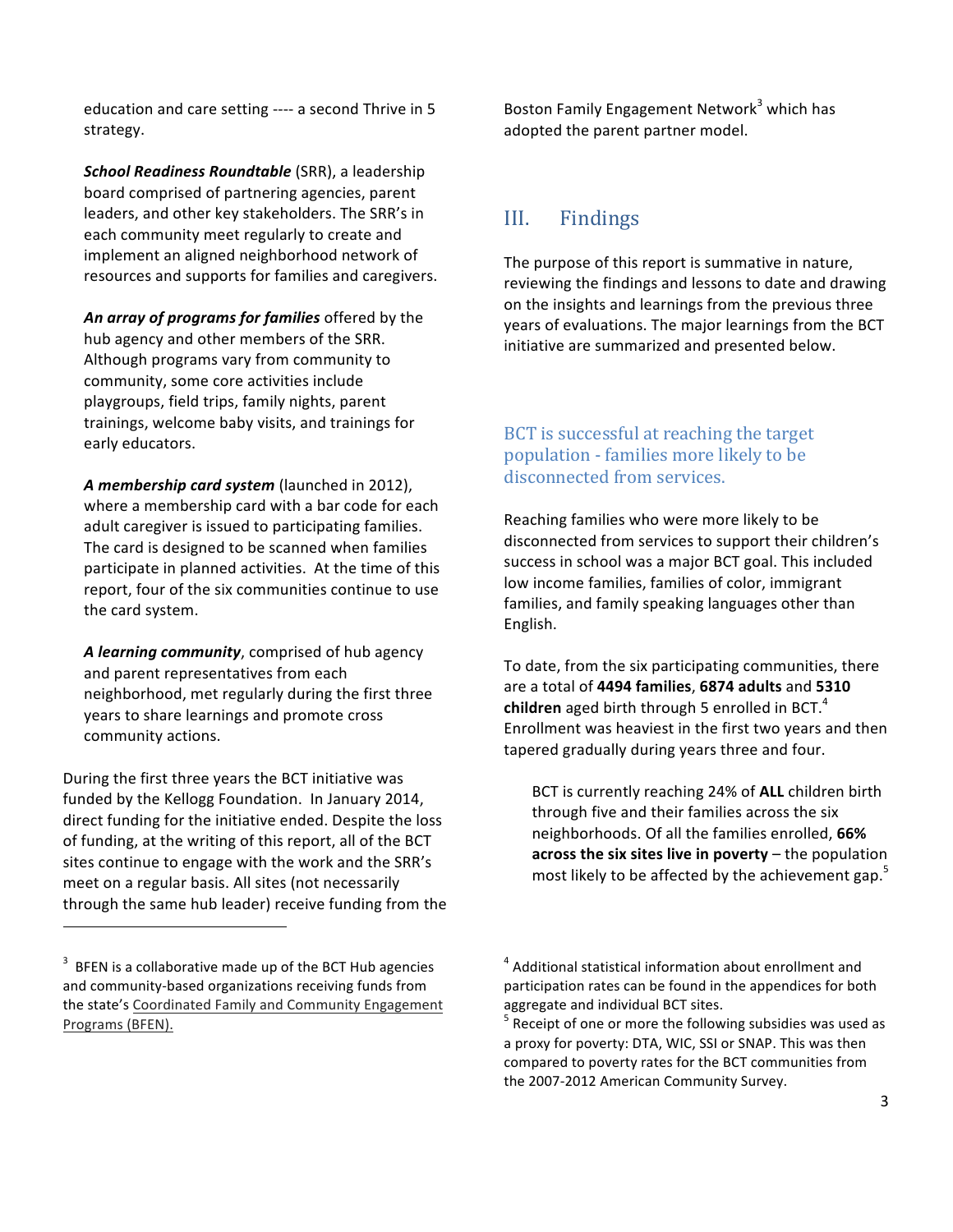education and care setting ---- a second Thrive in 5 strategy.

***School Readiness Roundtable*** (SRR), a leadership board comprised of partnering agencies, parent leaders, and other key stakeholders. The SRR's in each community meet regularly to create and implement an aligned neighborhood network of resources and supports for families and caregivers.

***An array of programs for families*** offered by the hub agency and other members of the SRR. Although programs vary from community to community, some core activities include playgroups, field trips, family nights, parent trainings, welcome baby visits, and trainings for early educators.

***A membership card system*** (launched in 2012), where a membership card with a bar code for each adult caregiver is issued to participating families. The card is designed to be scanned when families participate in planned activities. At the time of this report, four of the six communities continue to use the card system.

***A learning community***, comprised of hub agency and parent representatives from each neighborhood, met regularly during the first three years to share learnings and promote cross community actions.

During the first three years the BCT initiative was funded by the Kellogg Foundation. In January 2014, direct funding for the initiative ended. Despite the loss of funding, at the writing of this report, all of the BCT sites continue to engage with the work and the SRR's meet on a regular basis. All sites (not necessarily through the same hub leader) receive funding from the Boston Family Engagement Network[3] which has adopted the parent partner model.

## III. Findings

The purpose of this report is summative in nature, reviewing the findings and lessons to date and drawing on the insights and learnings from the previous three years of evaluations. The major learnings from the BCT initiative are summarized and presented below.

### BCT is successful at reaching the target population - families more likely to be disconnected from services.

Reaching families who were more likely to be disconnected from services to support their children's success in school was a major BCT goal. This included low income families, families of color, immigrant families, and family speaking languages other than English.

To date, from the six participating communities, there are a total of **4494 families**, **6874 adults** and **5310 children** aged birth through 5 enrolled in BCT.[4] Enrollment was heaviest in the first two years and then tapered gradually during years three and four.

BCT is currently reaching 24% of **ALL** children birth through five and their families across the six neighborhoods. Of all the families enrolled, **66% across the six sites live in poverty** – the population most likely to be affected by the achievement gap.[5]

---

[3] BFEN is a collaborative made up of the BCT Hub agencies and community-based organizations receiving funds from the state's Coordinated Family and Community Engagement Programs (BFEN).

[4] Additional statistical information about enrollment and participation rates can be found in the appendices for both aggregate and individual BCT sites.

[5] Receipt of one or more the following subsidies was used as a proxy for poverty: DTA, WIC, SSI or SNAP. This was then compared to poverty rates for the BCT communities from the 2007-2012 American Community Survey.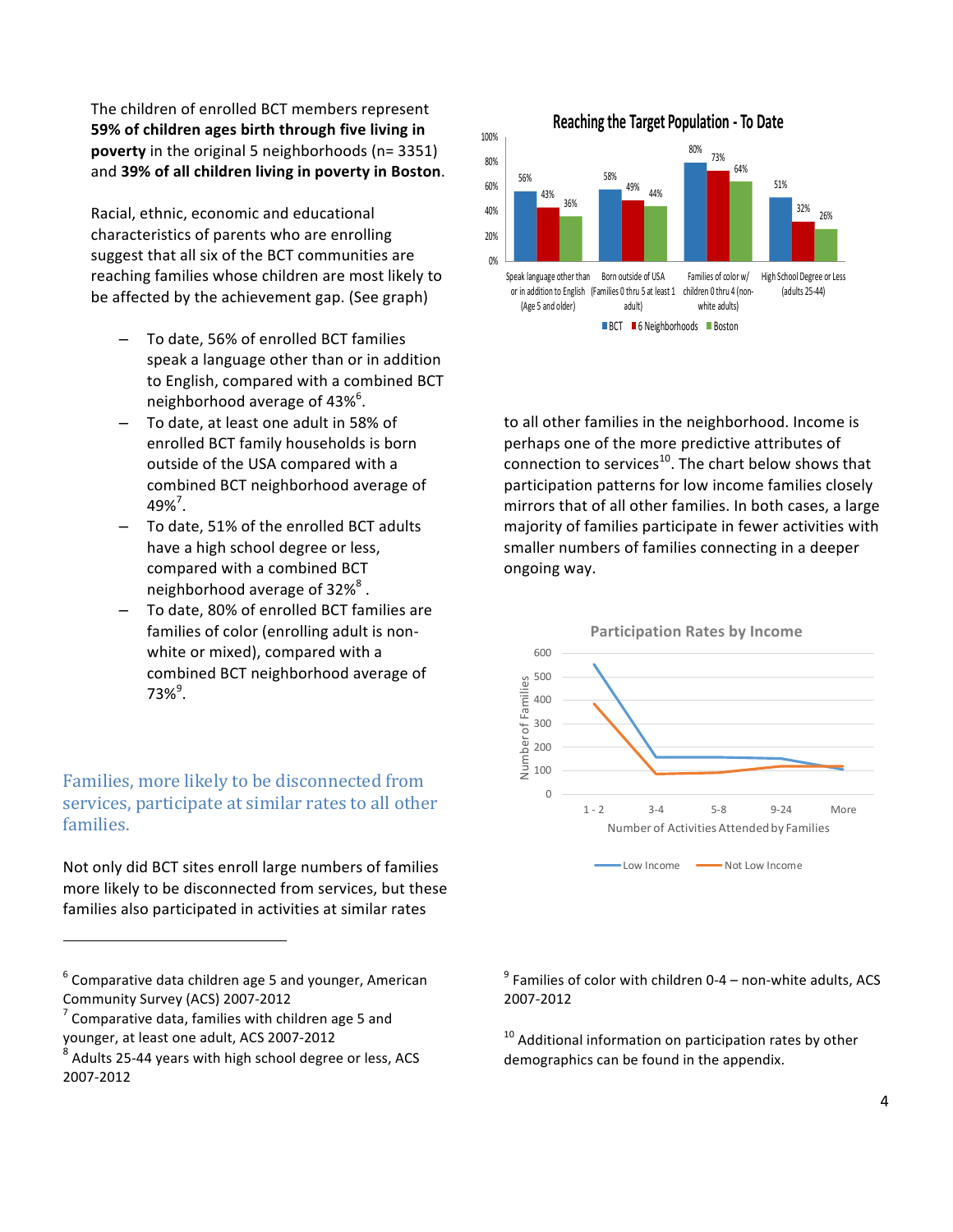The children of enrolled BCT members represent **59% of children ages birth through five living in poverty** in the original 5 neighborhoods (n= 3351) and **39% of all children living in poverty in Boston**.

Racial, ethnic, economic and educational characteristics of parents who are enrolling suggest that all six of the BCT communities are reaching families whose children are most likely to be affected by the achievement gap. (See graph)

- To date, 56% of enrolled BCT families speak a language other than or in addition to English, compared with a combined BCT neighborhood average of 43%[6].
- To date, at least one adult in 58% of enrolled BCT family households is born outside of the USA compared with a combined BCT neighborhood average of 49%[7].
- To date, 51% of the enrolled BCT adults have a high school degree or less, compared with a combined BCT neighborhood average of 32%[8].
- To date, 80% of enrolled BCT families are families of color (enrolling adult is non-white or mixed), compared with a combined BCT neighborhood average of 73%[9].

Reaching the Target Population - To Date

100%
80%
60%
40%
20%
0%

56% 43% 36%
58% 49% 44%
80% 73% 64%
51% 32% 26%

Speak language other than or in addition to English (Age 5 and older)
Born outside of USA (Families 0 thru 5 at least 1 adult)
Families of color w/ children 0 thru 4 (non-white adults)
High School Degree or Less (adults 25-44)

BCT  6 Neighborhoods  Boston

## Families, more likely to be disconnected from services, participate at similar rates to all other families.

Not only did BCT sites enroll large numbers of families more likely to be disconnected from services, but these families also participated in activities at similar rates to all other families in the neighborhood. Income is perhaps one of the more predictive attributes of connection to services[10]. The chart below shows that participation patterns for low income families closely mirrors that of all other families. In both cases, a large majority of families participate in fewer activities with smaller numbers of families connecting in a deeper ongoing way.

Participation Rates by Income

Number of Families

600
500
400
300
200
100
0

1 - 2
3-4
5-8
9-24
More

Number of Activities Attended by Families

Low Income  Not Low Income

---

[6] Comparative data children age 5 and younger, American Community Survey (ACS) 2007-2012

[7] Comparative data, families with children age 5 and younger, at least one adult, ACS 2007-2012

[8] Adults 25-44 years with high school degree or less, ACS 2007-2012

[9] Families of color with children 0-4 – non-white adults, ACS 2007-2012

[10] Additional information on participation rates by other demographics can be found in the appendix.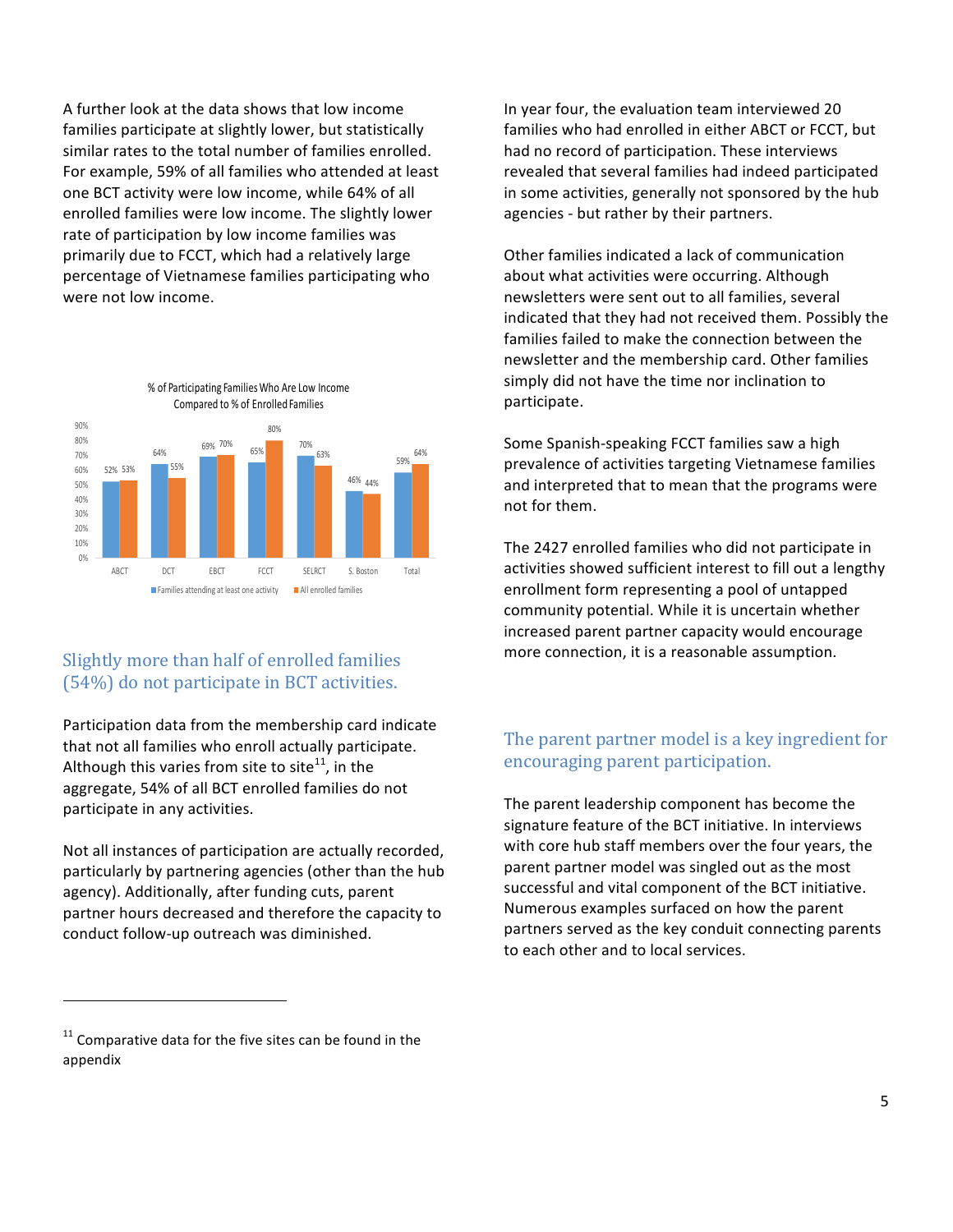A further look at the data shows that low income families participate at slightly lower, but statistically similar rates to the total number of families enrolled. For example, 59% of all families who attended at least one BCT activity were low income, while 64% of all enrolled families were low income. The slightly lower rate of participation by low income families was primarily due to FCCT, which had a relatively large percentage of Vietnamese families participating who were not low income.

% of Participating Families Who Are Low Income Compared to % of Enrolled Families

90%
80%
70%
60%
50%
40%
30%
20%
10%
0%

52% 53%
64% 55%
69% 70%
65% 80%
70% 63%
46% 44%
59% 64%

ABCT DCT EBCT FCCT SELRCT S. Boston Total

Families attending at least one activity
All enrolled families

## Slightly more than half of enrolled families (54%) do not participate in BCT activities.

Participation data from the membership card indicate that not all families who enroll actually participate. Although this varies from site to site[11], in the aggregate, 54% of all BCT enrolled families do not participate in any activities.

Not all instances of participation are actually recorded, particularly by partnering agencies (other than the hub agency). Additionally, after funding cuts, parent partner hours decreased and therefore the capacity to conduct follow-up outreach was diminished.

In year four, the evaluation team interviewed 20 families who had enrolled in either ABCT or FCCT, but had no record of participation. These interviews revealed that several families had indeed participated in some activities, generally not sponsored by the hub agencies - but rather by their partners.

Other families indicated a lack of communication about what activities were occurring. Although newsletters were sent out to all families, several indicated that they had not received them. Possibly the families failed to make the connection between the newsletter and the membership card. Other families simply did not have the time nor inclination to participate.

Some Spanish-speaking FCCT families saw a high prevalence of activities targeting Vietnamese families and interpreted that to mean that the programs were not for them.

The 2427 enrolled families who did not participate in activities showed sufficient interest to fill out a lengthy enrollment form representing a pool of untapped community potential. While it is uncertain whether increased parent partner capacity would encourage more connection, it is a reasonable assumption.

## The parent partner model is a key ingredient for encouraging parent participation.

The parent leadership component has become the signature feature of the BCT initiative. In interviews with core hub staff members over the four years, the parent partner model was singled out as the most successful and vital component of the BCT initiative. Numerous examples surfaced on how the parent partners served as the key conduit connecting parents to each other and to local services.

---

[11] Comparative data for the five sites can be found in the appendix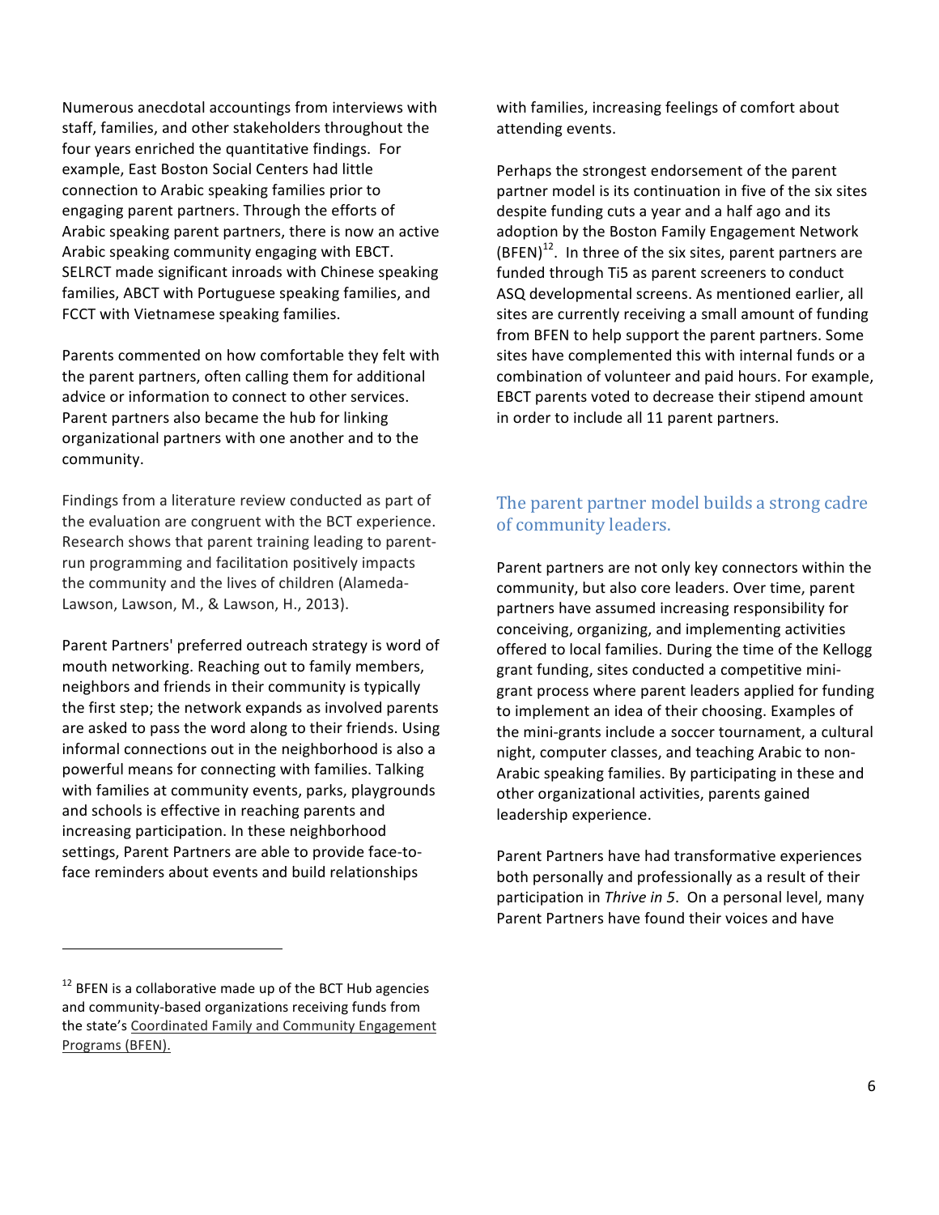Numerous anecdotal accountings from interviews with staff, families, and other stakeholders throughout the four years enriched the quantitative findings. For example, East Boston Social Centers had little connection to Arabic speaking families prior to engaging parent partners. Through the efforts of Arabic speaking parent partners, there is now an active Arabic speaking community engaging with EBCT. SELRCT made significant inroads with Chinese speaking families, ABCT with Portuguese speaking families, and FCCT with Vietnamese speaking families.

Parents commented on how comfortable they felt with the parent partners, often calling them for additional advice or information to connect to other services. Parent partners also became the hub for linking organizational partners with one another and to the community.

Findings from a literature review conducted as part of the evaluation are congruent with the BCT experience. Research shows that parent training leading to parent-run programming and facilitation positively impacts the community and the lives of children (Alameda-Lawson, Lawson, M., & Lawson, H., 2013).

Parent Partners' preferred outreach strategy is word of mouth networking. Reaching out to family members, neighbors and friends in their community is typically the first step; the network expands as involved parents are asked to pass the word along to their friends. Using informal connections out in the neighborhood is also a powerful means for connecting with families. Talking with families at community events, parks, playgrounds and schools is effective in reaching parents and increasing participation. In these neighborhood settings, Parent Partners are able to provide face-to-face reminders about events and build relationships with families, increasing feelings of comfort about attending events.

Perhaps the strongest endorsement of the parent partner model is its continuation in five of the six sites despite funding cuts a year and a half ago and its adoption by the Boston Family Engagement Network (BFEN)[12]. In three of the six sites, parent partners are funded through Ti5 as parent screeners to conduct ASQ developmental screens. As mentioned earlier, all sites are currently receiving a small amount of funding from BFEN to help support the parent partners. Some sites have complemented this with internal funds or a combination of volunteer and paid hours. For example, EBCT parents voted to decrease their stipend amount in order to include all 11 parent partners.

## The parent partner model builds a strong cadre of community leaders.

Parent partners are not only key connectors within the community, but also core leaders. Over time, parent partners have assumed increasing responsibility for conceiving, organizing, and implementing activities offered to local families. During the time of the Kellogg grant funding, sites conducted a competitive mini-grant process where parent leaders applied for funding to implement an idea of their choosing. Examples of the mini-grants include a soccer tournament, a cultural night, computer classes, and teaching Arabic to non-Arabic speaking families. By participating in these and other organizational activities, parents gained leadership experience.

Parent Partners have had transformative experiences both personally and professionally as a result of their participation in *Thrive in 5*. On a personal level, many Parent Partners have found their voices and have

---

[12] BFEN is a collaborative made up of the BCT Hub agencies and community-based organizations receiving funds from the state's Coordinated Family and Community Engagement Programs (BFEN).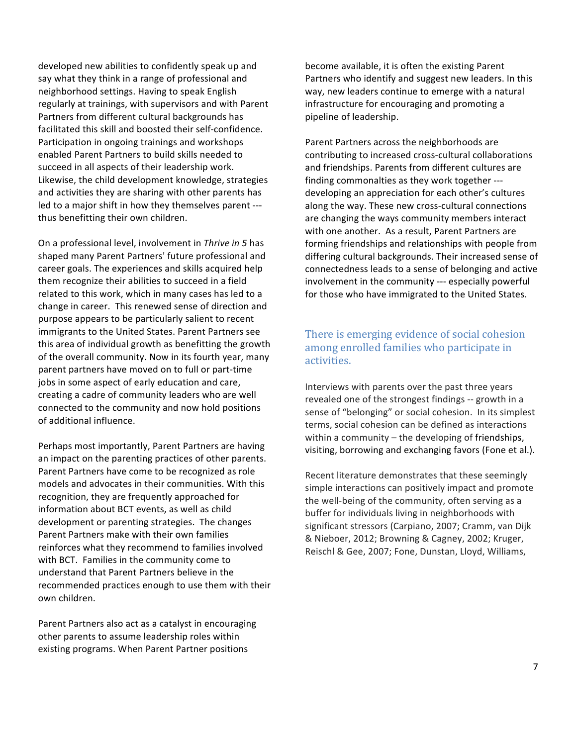developed new abilities to confidently speak up and say what they think in a range of professional and neighborhood settings. Having to speak English regularly at trainings, with supervisors and with Parent Partners from different cultural backgrounds has facilitated this skill and boosted their self-confidence. Participation in ongoing trainings and workshops enabled Parent Partners to build skills needed to succeed in all aspects of their leadership work. Likewise, the child development knowledge, strategies and activities they are sharing with other parents has led to a major shift in how they themselves parent --- thus benefitting their own children.

On a professional level, involvement in *Thrive in 5* has shaped many Parent Partners' future professional and career goals. The experiences and skills acquired help them recognize their abilities to succeed in a field related to this work, which in many cases has led to a change in career. This renewed sense of direction and purpose appears to be particularly salient to recent immigrants to the United States. Parent Partners see this area of individual growth as benefitting the growth of the overall community. Now in its fourth year, many parent partners have moved on to full or part-time jobs in some aspect of early education and care, creating a cadre of community leaders who are well connected to the community and now hold positions of additional influence.

Perhaps most importantly, Parent Partners are having an impact on the parenting practices of other parents. Parent Partners have come to be recognized as role models and advocates in their communities. With this recognition, they are frequently approached for information about BCT events, as well as child development or parenting strategies. The changes Parent Partners make with their own families reinforces what they recommend to families involved with BCT. Families in the community come to understand that Parent Partners believe in the recommended practices enough to use them with their own children.

Parent Partners also act as a catalyst in encouraging other parents to assume leadership roles within existing programs. When Parent Partner positions become available, it is often the existing Parent Partners who identify and suggest new leaders. In this way, new leaders continue to emerge with a natural infrastructure for encouraging and promoting a pipeline of leadership.

Parent Partners across the neighborhoods are contributing to increased cross-cultural collaborations and friendships. Parents from different cultures are finding commonalties as they work together --- developing an appreciation for each other's cultures along the way. These new cross-cultural connections are changing the ways community members interact with one another. As a result, Parent Partners are forming friendships and relationships with people from differing cultural backgrounds. Their increased sense of connectedness leads to a sense of belonging and active involvement in the community --- especially powerful for those who have immigrated to the United States.

## There is emerging evidence of social cohesion among enrolled families who participate in activities.

Interviews with parents over the past three years revealed one of the strongest findings -- growth in a sense of "belonging" or social cohesion. In its simplest terms, social cohesion can be defined as interactions within a community – the developing of friendships, visiting, borrowing and exchanging favors (Fone et al.).

Recent literature demonstrates that these seemingly simple interactions can positively impact and promote the well-being of the community, often serving as a buffer for individuals living in neighborhoods with significant stressors (Carpiano, 2007; Cramm, van Dijk & Nieboer, 2012; Browning & Cagney, 2002; Kruger, Reischl & Gee, 2007; Fone, Dunstan, Lloyd, Williams,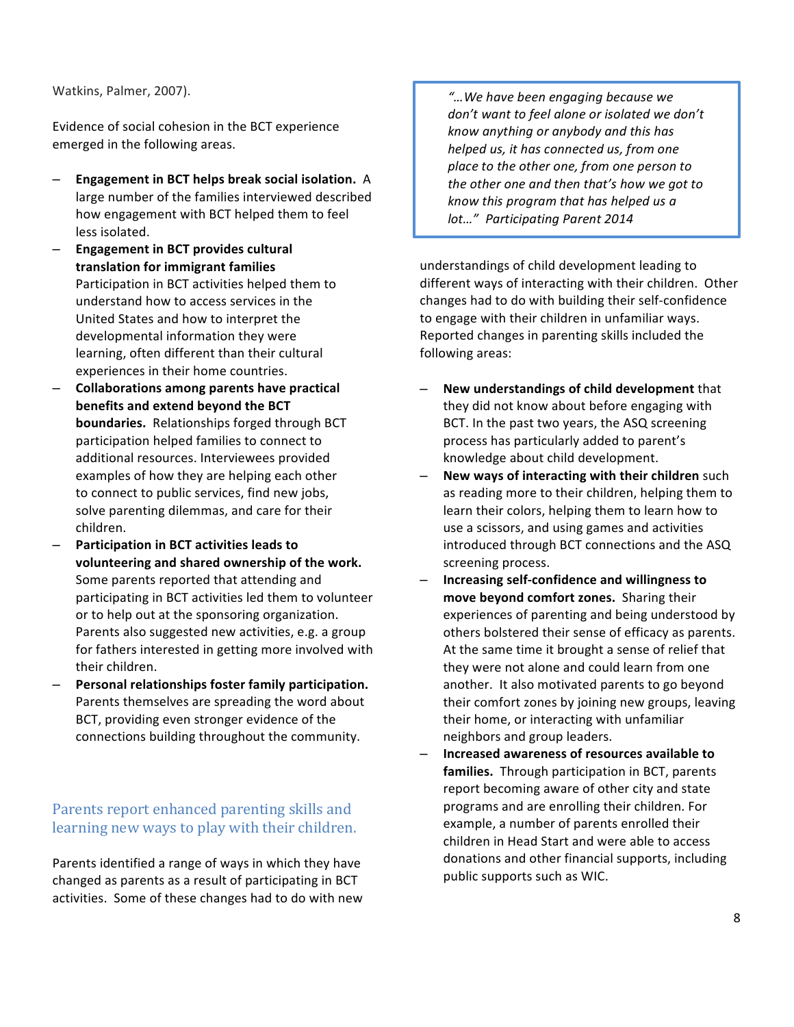Watkins, Palmer, 2007).

Evidence of social cohesion in the BCT experience emerged in the following areas.

- **Engagement in BCT helps break social isolation.** A large number of the families interviewed described how engagement with BCT helped them to feel less isolated.
- **Engagement in BCT provides cultural translation for immigrant families** Participation in BCT activities helped them to understand how to access services in the United States and how to interpret the developmental information they were learning, often different than their cultural experiences in their home countries.
- **Collaborations among parents have practical benefits and extend beyond the BCT boundaries.** Relationships forged through BCT participation helped families to connect to additional resources. Interviewees provided examples of how they are helping each other to connect to public services, find new jobs, solve parenting dilemmas, and care for their children.
- **Participation in BCT activities leads to volunteering and shared ownership of the work.** Some parents reported that attending and participating in BCT activities led them to volunteer or to help out at the sponsoring organization. Parents also suggested new activities, e.g. a group for fathers interested in getting more involved with their children.
- **Personal relationships foster family participation.** Parents themselves are spreading the word about BCT, providing even stronger evidence of the connections building throughout the community.

> *"…We have been engaging because we don't want to feel alone or isolated we don't know anything or anybody and this has helped us, it has connected us, from one place to the other one, from one person to the other one and then that's how we got to know this program that has helped us a lot…" Participating Parent 2014*

## Parents report enhanced parenting skills and learning new ways to play with their children.

Parents identified a range of ways in which they have changed as parents as a result of participating in BCT activities. Some of these changes had to do with new understandings of child development leading to different ways of interacting with their children. Other changes had to do with building their self-confidence to engage with their children in unfamiliar ways. Reported changes in parenting skills included the following areas:

- **New understandings of child development** that they did not know about before engaging with BCT. In the past two years, the ASQ screening process has particularly added to parent's knowledge about child development.
- **New ways of interacting with their children** such as reading more to their children, helping them to learn their colors, helping them to learn how to use a scissors, and using games and activities introduced through BCT connections and the ASQ screening process.
- **Increasing self-confidence and willingness to move beyond comfort zones.** Sharing their experiences of parenting and being understood by others bolstered their sense of efficacy as parents. At the same time it brought a sense of relief that they were not alone and could learn from one another. It also motivated parents to go beyond their comfort zones by joining new groups, leaving their home, or interacting with unfamiliar neighbors and group leaders.
- **Increased awareness of resources available to families.** Through participation in BCT, parents report becoming aware of other city and state programs and are enrolling their children. For example, a number of parents enrolled their children in Head Start and were able to access donations and other financial supports, including public supports such as WIC.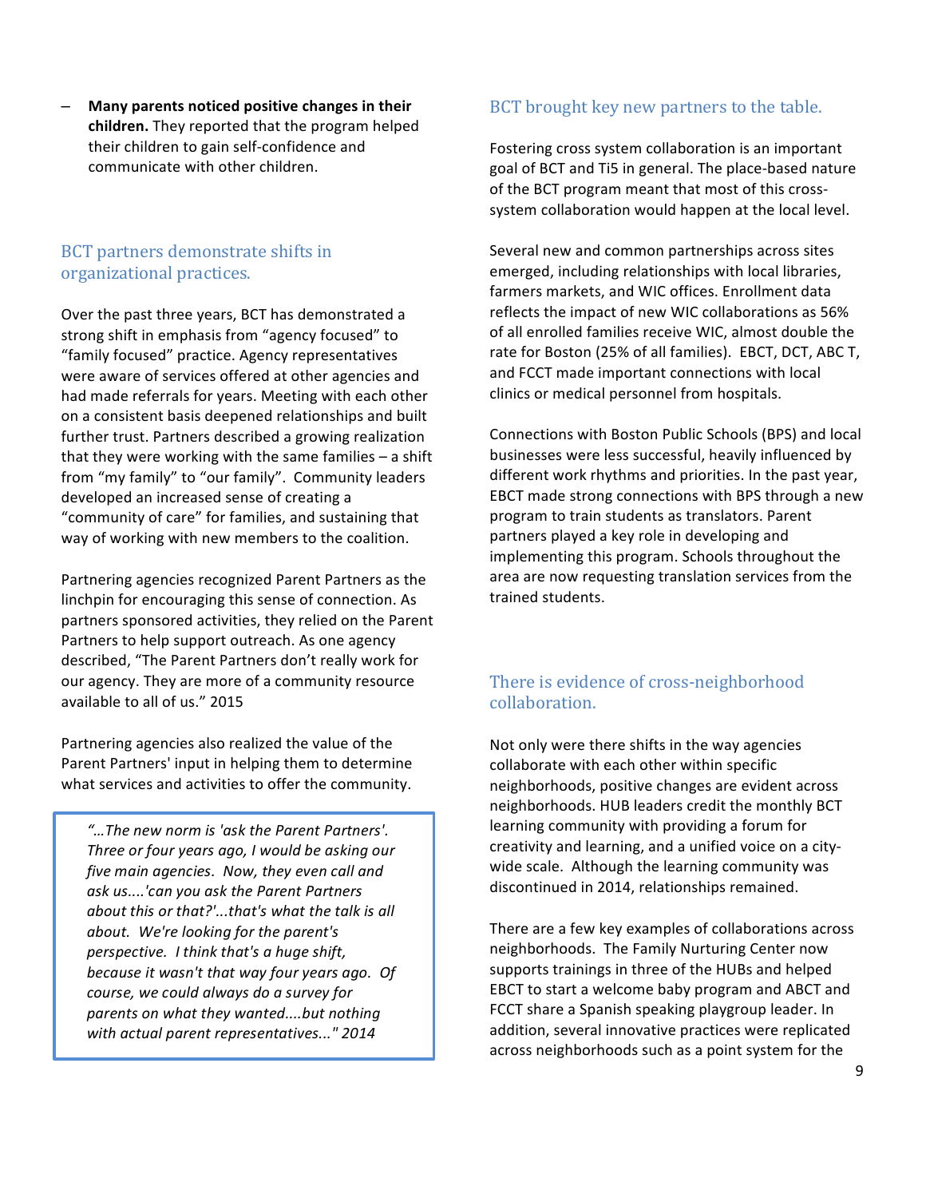- **Many parents noticed positive changes in their children.** They reported that the program helped their children to gain self-confidence and communicate with other children.

## BCT partners demonstrate shifts in organizational practices.

Over the past three years, BCT has demonstrated a strong shift in emphasis from "agency focused" to "family focused" practice. Agency representatives were aware of services offered at other agencies and had made referrals for years. Meeting with each other on a consistent basis deepened relationships and built further trust. Partners described a growing realization that they were working with the same families – a shift from "my family" to "our family". Community leaders developed an increased sense of creating a "community of care" for families, and sustaining that way of working with new members to the coalition.

Partnering agencies recognized Parent Partners as the linchpin for encouraging this sense of connection. As partners sponsored activities, they relied on the Parent Partners to help support outreach. As one agency described, "The Parent Partners don't really work for our agency. They are more of a community resource available to all of us." 2015

Partnering agencies also realized the value of the Parent Partners' input in helping them to determine what services and activities to offer the community.

> *"…The new norm is 'ask the Parent Partners'. Three or four years ago, I would be asking our five main agencies. Now, they even call and ask us....'can you ask the Parent Partners about this or that?'...that's what the talk is all about. We're looking for the parent's perspective. I think that's a huge shift, because it wasn't that way four years ago. Of course, we could always do a survey for parents on what they wanted....but nothing with actual parent representatives..." 2014*

## BCT brought key new partners to the table.

Fostering cross system collaboration is an important goal of BCT and Ti5 in general. The place-based nature of the BCT program meant that most of this cross-system collaboration would happen at the local level.

Several new and common partnerships across sites emerged, including relationships with local libraries, farmers markets, and WIC offices. Enrollment data reflects the impact of new WIC collaborations as 56% of all enrolled families receive WIC, almost double the rate for Boston (25% of all families). EBCT, DCT, ABC T, and FCCT made important connections with local clinics or medical personnel from hospitals.

Connections with Boston Public Schools (BPS) and local businesses were less successful, heavily influenced by different work rhythms and priorities. In the past year, EBCT made strong connections with BPS through a new program to train students as translators. Parent partners played a key role in developing and implementing this program. Schools throughout the area are now requesting translation services from the trained students.

## There is evidence of cross-neighborhood collaboration.

Not only were there shifts in the way agencies collaborate with each other within specific neighborhoods, positive changes are evident across neighborhoods. HUB leaders credit the monthly BCT learning community with providing a forum for creativity and learning, and a unified voice on a city-wide scale. Although the learning community was discontinued in 2014, relationships remained.

There are a few key examples of collaborations across neighborhoods. The Family Nurturing Center now supports trainings in three of the HUBs and helped EBCT to start a welcome baby program and ABCT and FCCT share a Spanish speaking playgroup leader. In addition, several innovative practices were replicated across neighborhoods such as a point system for the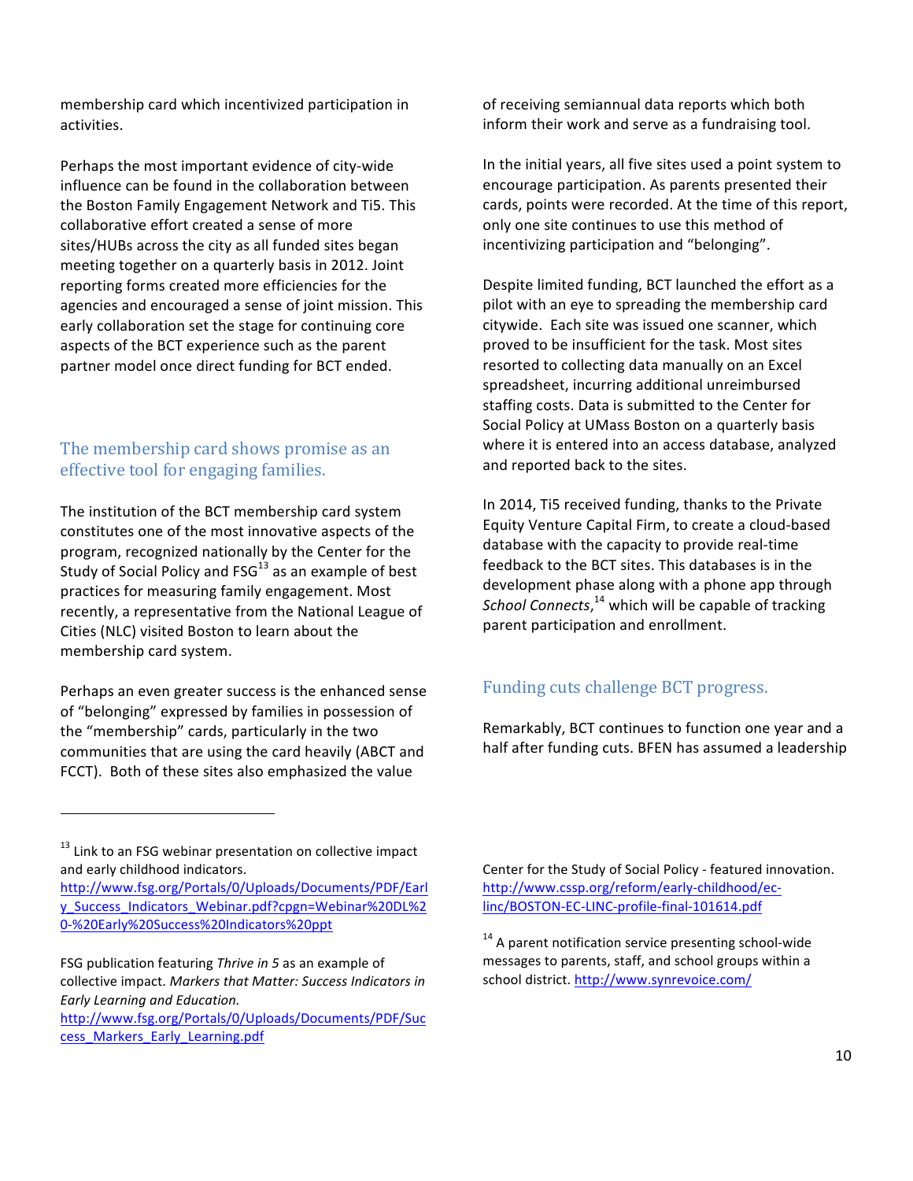membership card which incentivized participation in activities.

Perhaps the most important evidence of city-wide influence can be found in the collaboration between the Boston Family Engagement Network and Ti5. This collaborative effort created a sense of more sites/HUBs across the city as all funded sites began meeting together on a quarterly basis in 2012. Joint reporting forms created more efficiencies for the agencies and encouraged a sense of joint mission. This early collaboration set the stage for continuing core aspects of the BCT experience such as the parent partner model once direct funding for BCT ended.

## The membership card shows promise as an effective tool for engaging families.

The institution of the BCT membership card system constitutes one of the most innovative aspects of the program, recognized nationally by the Center for the Study of Social Policy and FSG[13] as an example of best practices for measuring family engagement. Most recently, a representative from the National League of Cities (NLC) visited Boston to learn about the membership card system.

Perhaps an even greater success is the enhanced sense of "belonging" expressed by families in possession of the "membership" cards, particularly in the two communities that are using the card heavily (ABCT and FCCT). Both of these sites also emphasized the value of receiving semiannual data reports which both inform their work and serve as a fundraising tool.

In the initial years, all five sites used a point system to encourage participation. As parents presented their cards, points were recorded. At the time of this report, only one site continues to use this method of incentivizing participation and "belonging".

Despite limited funding, BCT launched the effort as a pilot with an eye to spreading the membership card citywide. Each site was issued one scanner, which proved to be insufficient for the task. Most sites resorted to collecting data manually on an Excel spreadsheet, incurring additional unreimbursed staffing costs. Data is submitted to the Center for Social Policy at UMass Boston on a quarterly basis where it is entered into an access database, analyzed and reported back to the sites.

In 2014, Ti5 received funding, thanks to the Private Equity Venture Capital Firm, to create a cloud-based database with the capacity to provide real-time feedback to the BCT sites. This databases is in the development phase along with a phone app through *School Connects*,[14] which will be capable of tracking parent participation and enrollment.

## Funding cuts challenge BCT progress.

Remarkably, BCT continues to function one year and a half after funding cuts. BFEN has assumed a leadership

---

[13] Link to an FSG webinar presentation on collective impact and early childhood indicators. http://www.fsg.org/Portals/0/Uploads/Documents/PDF/Early_Success_Indicators_Webinar.pdf?cpgn=Webinar%20DL%20-%20Early%20Success%20Indicators%20ppt

FSG publication featuring *Thrive in 5* as an example of collective impact. *Markers that Matter: Success Indicators in Early Learning and Education.* http://www.fsg.org/Portals/0/Uploads/Documents/PDF/Success_Markers_Early_Learning.pdf

Center for the Study of Social Policy - featured innovation. http://www.cssp.org/reform/early-childhood/ec-linc/BOSTON-EC-LINC-profile-final-101614.pdf

[14] A parent notification service presenting school-wide messages to parents, staff, and school groups within a school district. http://www.synrevoice.com/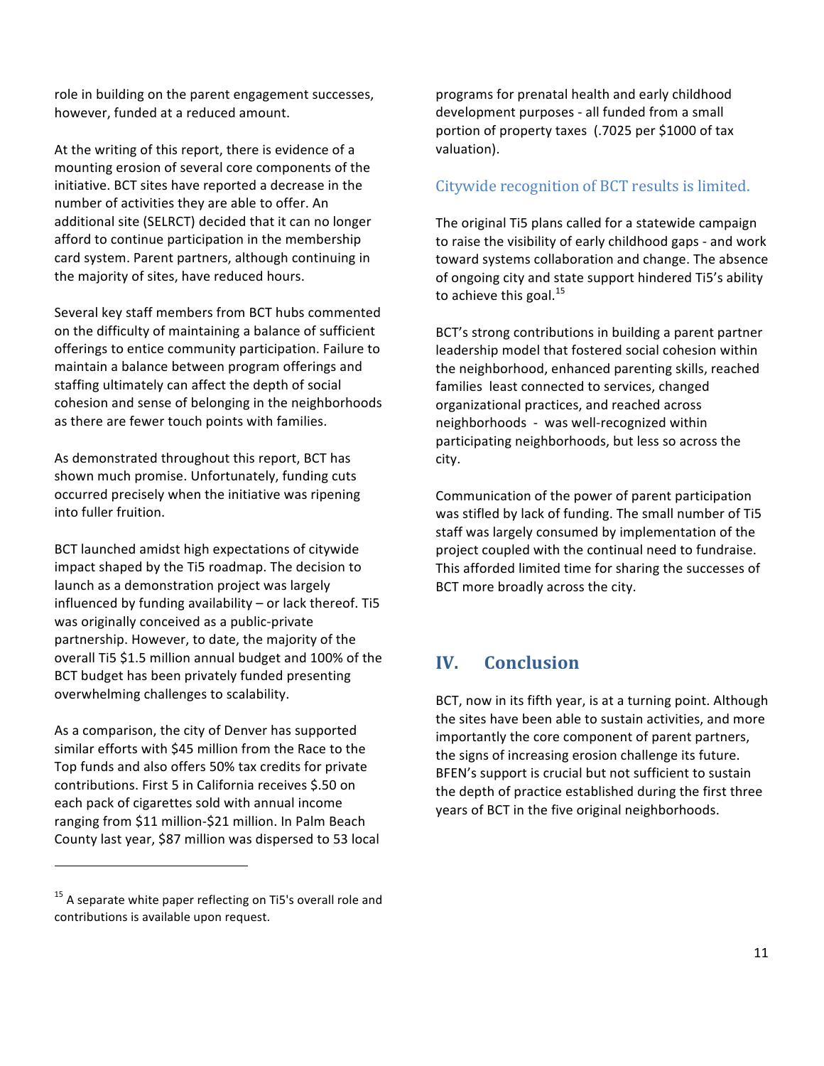role in building on the parent engagement successes, however, funded at a reduced amount.

At the writing of this report, there is evidence of a mounting erosion of several core components of the initiative. BCT sites have reported a decrease in the number of activities they are able to offer. An additional site (SELRCT) decided that it can no longer afford to continue participation in the membership card system. Parent partners, although continuing in the majority of sites, have reduced hours.

Several key staff members from BCT hubs commented on the difficulty of maintaining a balance of sufficient offerings to entice community participation. Failure to maintain a balance between program offerings and staffing ultimately can affect the depth of social cohesion and sense of belonging in the neighborhoods as there are fewer touch points with families.

As demonstrated throughout this report, BCT has shown much promise. Unfortunately, funding cuts occurred precisely when the initiative was ripening into fuller fruition.

BCT launched amidst high expectations of citywide impact shaped by the Ti5 roadmap. The decision to launch as a demonstration project was largely influenced by funding availability – or lack thereof. Ti5 was originally conceived as a public-private partnership. However, to date, the majority of the overall Ti5 $1.5 million annual budget and 100% of the BCT budget has been privately funded presenting overwhelming challenges to scalability.

As a comparison, the city of Denver has supported similar efforts with $45 million from the Race to the Top funds and also offers 50% tax credits for private contributions. First 5 in California receives $.50 on each pack of cigarettes sold with annual income ranging from $11 million-$21 million. In Palm Beach County last year, $87 million was dispersed to 53 local programs for prenatal health and early childhood development purposes - all funded from a small portion of property taxes (.7025 per $1000 of tax valuation).

### Citywide recognition of BCT results is limited.

The original Ti5 plans called for a statewide campaign to raise the visibility of early childhood gaps - and work toward systems collaboration and change. The absence of ongoing city and state support hindered Ti5's ability to achieve this goal.[15]

BCT's strong contributions in building a parent partner leadership model that fostered social cohesion within the neighborhood, enhanced parenting skills, reached families least connected to services, changed organizational practices, and reached across neighborhoods - was well-recognized within participating neighborhoods, but less so across the city.

Communication of the power of parent participation was stifled by lack of funding. The small number of Ti5 staff was largely consumed by implementation of the project coupled with the continual need to fundraise. This afforded limited time for sharing the successes of BCT more broadly across the city.

## IV. Conclusion

BCT, now in its fifth year, is at a turning point. Although the sites have been able to sustain activities, and more importantly the core component of parent partners, the signs of increasing erosion challenge its future. BFEN's support is crucial but not sufficient to sustain the depth of practice established during the first three years of BCT in the five original neighborhoods.

[15] A separate white paper reflecting on Ti5's overall role and contributions is available upon request.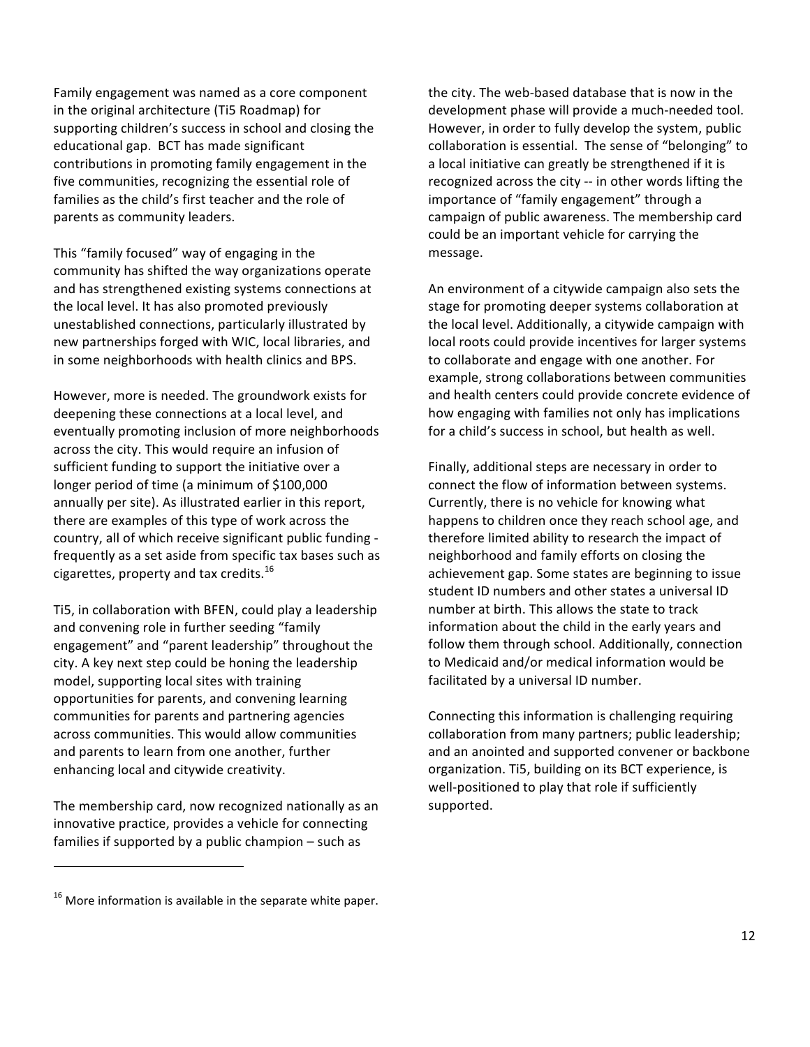Family engagement was named as a core component in the original architecture (Ti5 Roadmap) for supporting children's success in school and closing the educational gap. BCT has made significant contributions in promoting family engagement in the five communities, recognizing the essential role of families as the child's first teacher and the role of parents as community leaders.

This "family focused" way of engaging in the community has shifted the way organizations operate and has strengthened existing systems connections at the local level. It has also promoted previously unestablished connections, particularly illustrated by new partnerships forged with WIC, local libraries, and in some neighborhoods with health clinics and BPS.

However, more is needed. The groundwork exists for deepening these connections at a local level, and eventually promoting inclusion of more neighborhoods across the city. This would require an infusion of sufficient funding to support the initiative over a longer period of time (a minimum of $100,000 annually per site). As illustrated earlier in this report, there are examples of this type of work across the country, all of which receive significant public funding - frequently as a set aside from specific tax bases such as cigarettes, property and tax credits.[16]

Ti5, in collaboration with BFEN, could play a leadership and convening role in further seeding "family engagement" and "parent leadership" throughout the city. A key next step could be honing the leadership model, supporting local sites with training opportunities for parents, and convening learning communities for parents and partnering agencies across communities. This would allow communities and parents to learn from one another, further enhancing local and citywide creativity.

The membership card, now recognized nationally as an innovative practice, provides a vehicle for connecting families if supported by a public champion – such as the city. The web-based database that is now in the development phase will provide a much-needed tool. However, in order to fully develop the system, public collaboration is essential. The sense of "belonging" to a local initiative can greatly be strengthened if it is recognized across the city -- in other words lifting the importance of "family engagement" through a campaign of public awareness. The membership card could be an important vehicle for carrying the message.

An environment of a citywide campaign also sets the stage for promoting deeper systems collaboration at the local level. Additionally, a citywide campaign with local roots could provide incentives for larger systems to collaborate and engage with one another. For example, strong collaborations between communities and health centers could provide concrete evidence of how engaging with families not only has implications for a child's success in school, but health as well.

Finally, additional steps are necessary in order to connect the flow of information between systems. Currently, there is no vehicle for knowing what happens to children once they reach school age, and therefore limited ability to research the impact of neighborhood and family efforts on closing the achievement gap. Some states are beginning to issue student ID numbers and other states a universal ID number at birth. This allows the state to track information about the child in the early years and follow them through school. Additionally, connection to Medicaid and/or medical information would be facilitated by a universal ID number.

Connecting this information is challenging requiring collaboration from many partners; public leadership; and an anointed and supported convener or backbone organization. Ti5, building on its BCT experience, is well-positioned to play that role if sufficiently supported.

[16] More information is available in the separate white paper.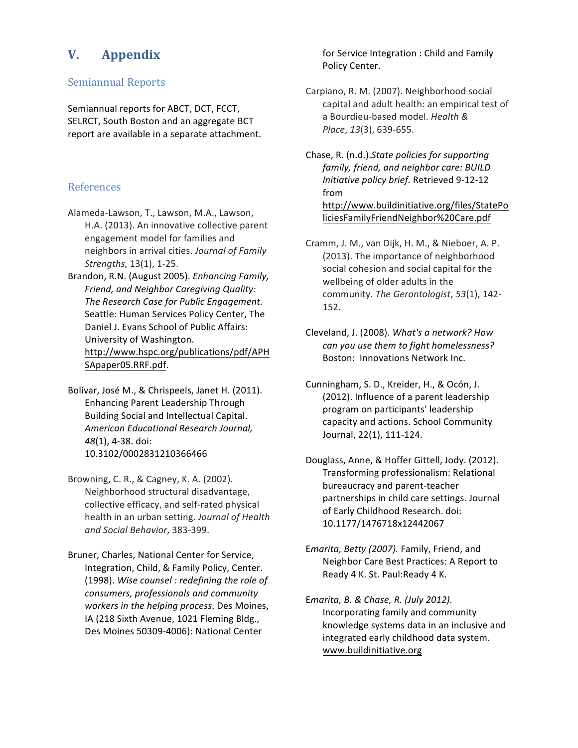# V. Appendix

## Semiannual Reports

Semiannual reports for ABCT, DCT, FCCT, SELRCT, South Boston and an aggregate BCT report are available in a separate attachment.

## References

Alameda-Lawson, T., Lawson, M.A., Lawson, H.A. (2013). An innovative collective parent engagement model for families and neighbors in arrival cities. *Journal of Family Strengths,* 13(1), 1-25.

Brandon, R.N. (August 2005). *Enhancing Family, Friend, and Neighbor Caregiving Quality: The Research Case for Public Engagement.* Seattle: Human Services Policy Center, The Daniel J. Evans School of Public Affairs: University of Washington. http://www.hspc.org/publications/pdf/APHSApaper05.RRF.pdf.

Bolívar, José M., & Chrispeels, Janet H. (2011). Enhancing Parent Leadership Through Building Social and Intellectual Capital. *American Educational Research Journal, 48*(1), 4-38. doi: 10.3102/0002831210366466

Browning, C. R., & Cagney, K. A. (2002). Neighborhood structural disadvantage, collective efficacy, and self-rated physical health in an urban setting. *Journal of Health and Social Behavior*, 383-399.

Bruner, Charles, National Center for Service, Integration, Child, & Family Policy, Center. (1998). *Wise counsel : redefining the role of consumers, professionals and community workers in the helping process*. Des Moines, IA (218 Sixth Avenue, 1021 Fleming Bldg., Des Moines 50309-4006): National Center for Service Integration : Child and Family Policy Center.

Carpiano, R. M. (2007). Neighborhood social capital and adult health: an empirical test of a Bourdieu-based model. *Health & Place*, *13*(3), 639-655.

Chase, R. (n.d.).*State policies for supporting family, friend, and neighbor care: BUILD Initiative policy brief.* Retrieved 9-12-12 from http://www.buildinitiative.org/files/StatePoliciesFamilyFriendNeighbor%20Care.pdf

Cramm, J. M., van Dijk, H. M., & Nieboer, A. P. (2013). The importance of neighborhood social cohesion and social capital for the wellbeing of older adults in the community. *The Gerontologist*, *53*(1), 142-152.

Cleveland, J. (2008). *What's a network? How can you use them to fight homelessness?* Boston: Innovations Network Inc.

Cunningham, S. D., Kreider, H., & Ocón, J. (2012). Influence of a parent leadership program on participants' leadership capacity and actions. School Community Journal, 22(1), 111-124.

Douglass, Anne, & Hoffer Gittell, Jody. (2012). Transforming professionalism: Relational bureaucracy and parent-teacher partnerships in child care settings. Journal of Early Childhood Research. doi: 10.1177/1476718x12442067

E*marita, Betty (2007).* Family, Friend, and Neighbor Care Best Practices: A Report to Ready 4 K. St. Paul:Ready 4 K.

E*marita, B. & Chase, R. (July 2012).* Incorporating family and community knowledge systems data in an inclusive and integrated early childhood data system. www.buildinitiative.org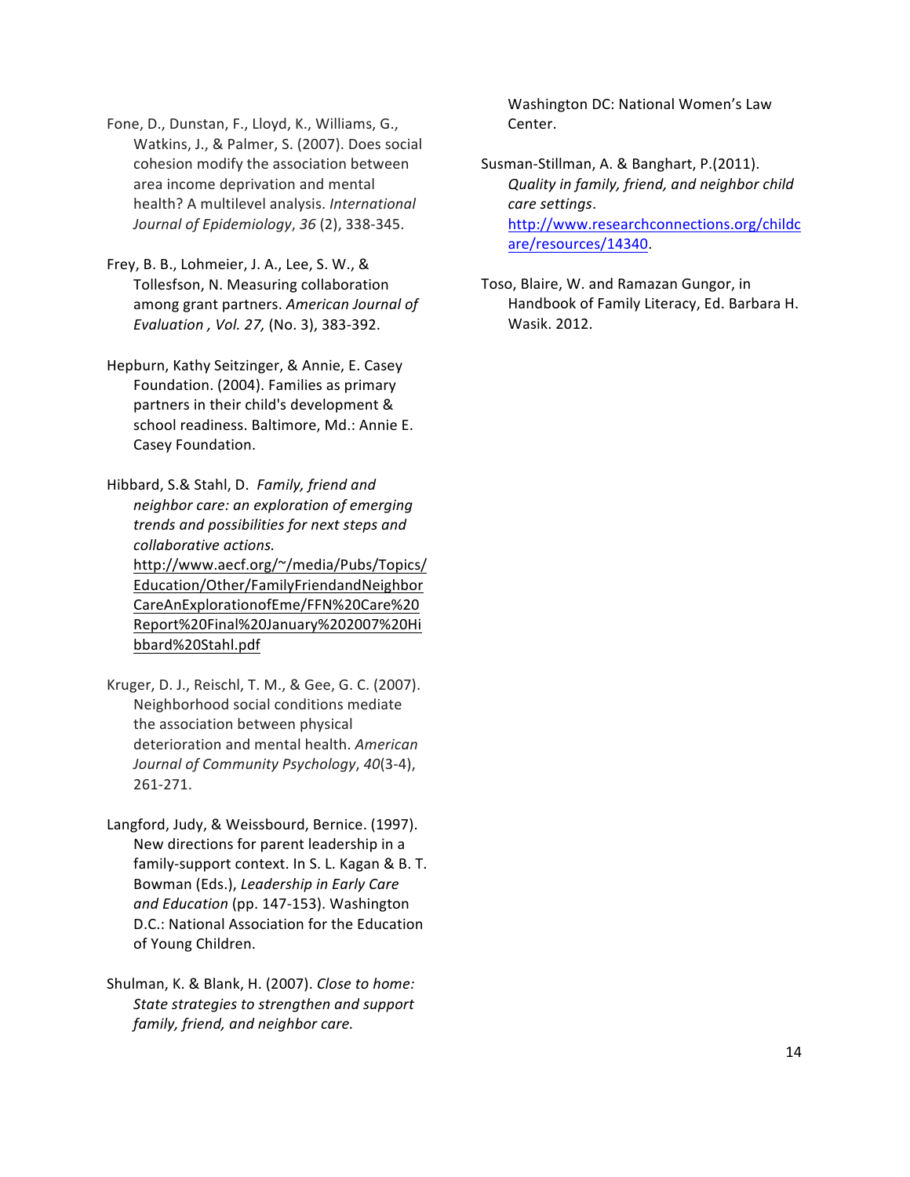Fone, D., Dunstan, F., Lloyd, K., Williams, G., Watkins, J., & Palmer, S. (2007). Does social cohesion modify the association between area income deprivation and mental health? A multilevel analysis. *International Journal of Epidemiology*, *36* (2), 338-345.

Frey, B. B., Lohmeier, J. A., Lee, S. W., & Tollesfson, N. Measuring collaboration among grant partners. *American Journal of Evaluation , Vol. 27,* (No. 3), 383-392.

Hepburn, Kathy Seitzinger, & Annie, E. Casey Foundation. (2004). Families as primary partners in their child's development & school readiness. Baltimore, Md.: Annie E. Casey Foundation.

Hibbard, S.& Stahl, D. *Family, friend and neighbor care: an exploration of emerging trends and possibilities for next steps and collaborative actions.* http://www.aecf.org/~/media/Pubs/Topics/Education/Other/FamilyFriendandNeighborCareAnExplorationofEme/FFN%20Care%20Report%20Final%20January%202007%20Hibbard%20Stahl.pdf

Kruger, D. J., Reischl, T. M., & Gee, G. C. (2007). Neighborhood social conditions mediate the association between physical deterioration and mental health. *American Journal of Community Psychology*, *40*(3-4), 261-271.

Langford, Judy, & Weissbourd, Bernice. (1997). New directions for parent leadership in a family-support context. In S. L. Kagan & B. T. Bowman (Eds.), *Leadership in Early Care and Education* (pp. 147-153). Washington D.C.: National Association for the Education of Young Children.

Shulman, K. & Blank, H. (2007). *Close to home: State strategies to strengthen and support family, friend, and neighbor care.* Washington DC: National Women's Law Center.

Susman-Stillman, A. & Banghart, P.(2011). *Quality in family, friend, and neighbor child care settings*. http://www.researchconnections.org/childcare/resources/14340.

Toso, Blaire, W. and Ramazan Gungor, in Handbook of Family Literacy, Ed. Barbara H. Wasik. 2012.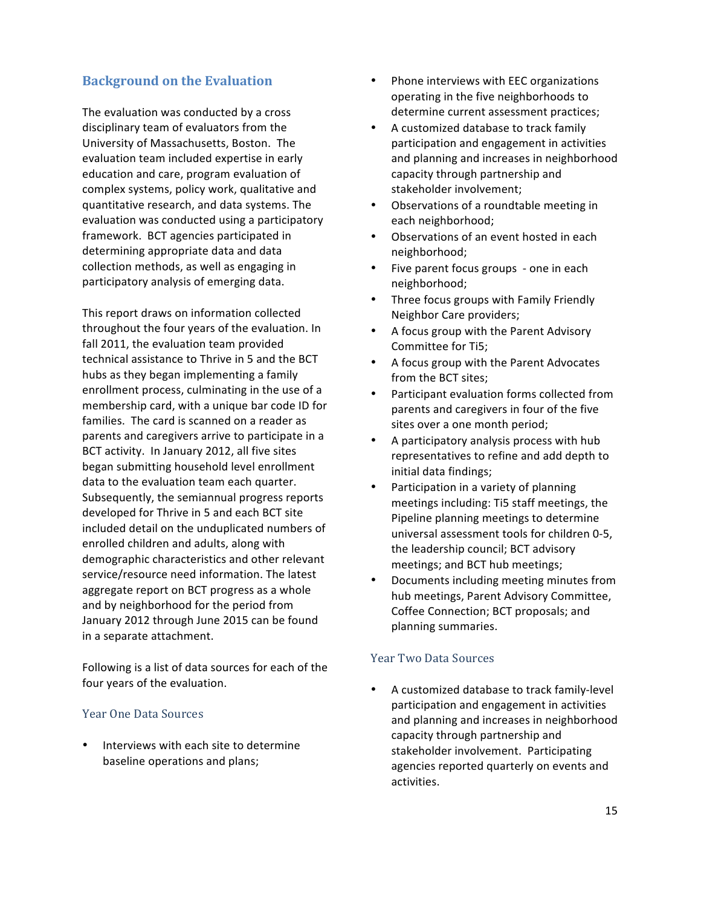## Background on the Evaluation

The evaluation was conducted by a cross disciplinary team of evaluators from the University of Massachusetts, Boston. The evaluation team included expertise in early education and care, program evaluation of complex systems, policy work, qualitative and quantitative research, and data systems. The evaluation was conducted using a participatory framework. BCT agencies participated in determining appropriate data and data collection methods, as well as engaging in participatory analysis of emerging data.

This report draws on information collected throughout the four years of the evaluation. In fall 2011, the evaluation team provided technical assistance to Thrive in 5 and the BCT hubs as they began implementing a family enrollment process, culminating in the use of a membership card, with a unique bar code ID for families. The card is scanned on a reader as parents and caregivers arrive to participate in a BCT activity. In January 2012, all five sites began submitting household level enrollment data to the evaluation team each quarter. Subsequently, the semiannual progress reports developed for Thrive in 5 and each BCT site included detail on the unduplicated numbers of enrolled children and adults, along with demographic characteristics and other relevant service/resource need information. The latest aggregate report on BCT progress as a whole and by neighborhood for the period from January 2012 through June 2015 can be found in a separate attachment.

Following is a list of data sources for each of the four years of the evaluation.

### Year One Data Sources

- Interviews with each site to determine baseline operations and plans;
- Phone interviews with EEC organizations operating in the five neighborhoods to determine current assessment practices;
- A customized database to track family participation and engagement in activities and planning and increases in neighborhood capacity through partnership and stakeholder involvement;
- Observations of a roundtable meeting in each neighborhood;
- Observations of an event hosted in each neighborhood;
- Five parent focus groups - one in each neighborhood;
- Three focus groups with Family Friendly Neighbor Care providers;
- A focus group with the Parent Advisory Committee for Ti5;
- A focus group with the Parent Advocates from the BCT sites;
- Participant evaluation forms collected from parents and caregivers in four of the five sites over a one month period;
- A participatory analysis process with hub representatives to refine and add depth to initial data findings;
- Participation in a variety of planning meetings including: Ti5 staff meetings, the Pipeline planning meetings to determine universal assessment tools for children 0-5, the leadership council; BCT advisory meetings; and BCT hub meetings;
- Documents including meeting minutes from hub meetings, Parent Advisory Committee, Coffee Connection; BCT proposals; and planning summaries.

### Year Two Data Sources

- A customized database to track family-level participation and engagement in activities and planning and increases in neighborhood capacity through partnership and stakeholder involvement. Participating agencies reported quarterly on events and activities.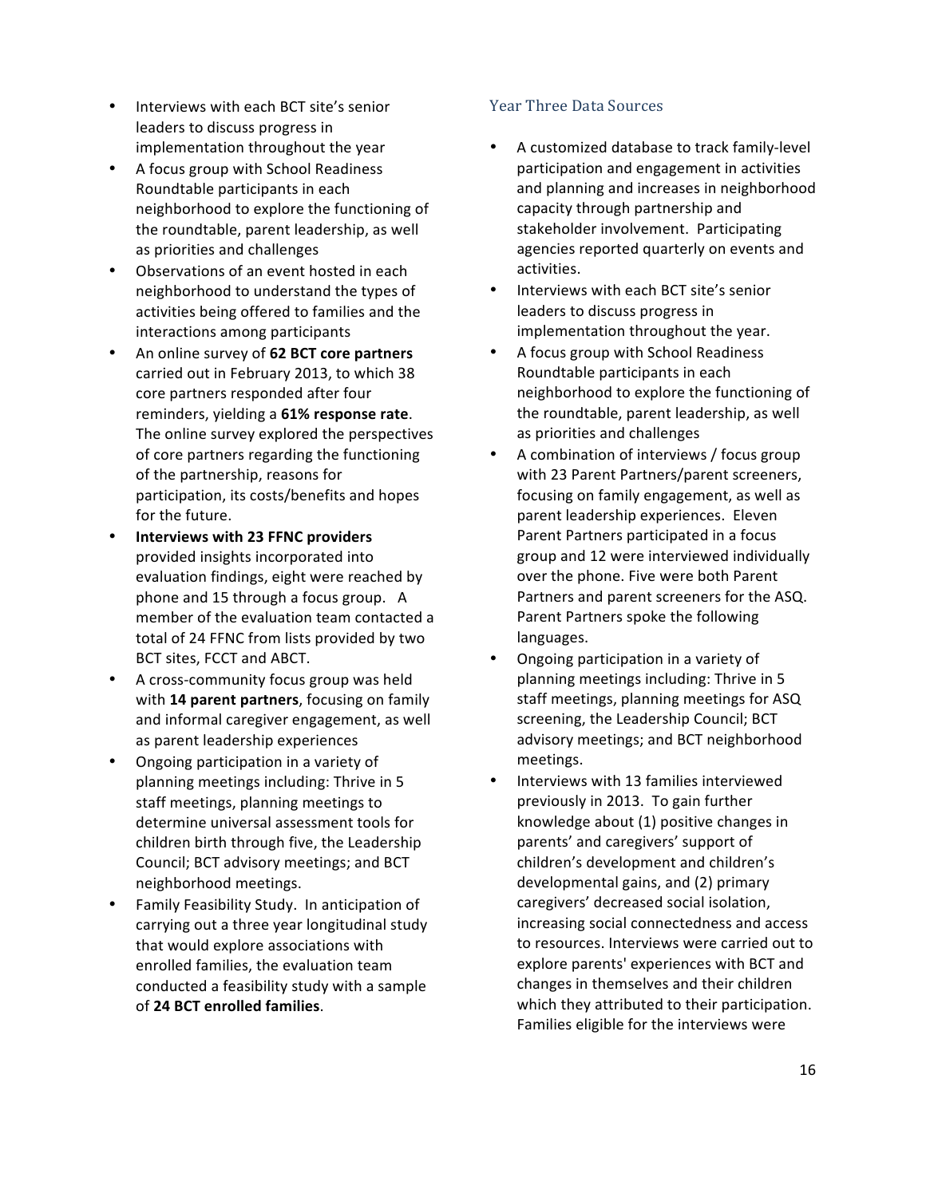- Interviews with each BCT site's senior leaders to discuss progress in implementation throughout the year
- A focus group with School Readiness Roundtable participants in each neighborhood to explore the functioning of the roundtable, parent leadership, as well as priorities and challenges
- Observations of an event hosted in each neighborhood to understand the types of activities being offered to families and the interactions among participants
- An online survey of **62 BCT core partners** carried out in February 2013, to which 38 core partners responded after four reminders, yielding a **61% response rate**. The online survey explored the perspectives of core partners regarding the functioning of the partnership, reasons for participation, its costs/benefits and hopes for the future.
- **Interviews with 23 FFNC providers** provided insights incorporated into evaluation findings, eight were reached by phone and 15 through a focus group. A member of the evaluation team contacted a total of 24 FFNC from lists provided by two BCT sites, FCCT and ABCT.
- A cross-community focus group was held with **14 parent partners**, focusing on family and informal caregiver engagement, as well as parent leadership experiences
- Ongoing participation in a variety of planning meetings including: Thrive in 5 staff meetings, planning meetings to determine universal assessment tools for children birth through five, the Leadership Council; BCT advisory meetings; and BCT neighborhood meetings.
- Family Feasibility Study. In anticipation of carrying out a three year longitudinal study that would explore associations with enrolled families, the evaluation team conducted a feasibility study with a sample of **24 BCT enrolled families**.

### Year Three Data Sources

- A customized database to track family-level participation and engagement in activities and planning and increases in neighborhood capacity through partnership and stakeholder involvement. Participating agencies reported quarterly on events and activities.
- Interviews with each BCT site's senior leaders to discuss progress in implementation throughout the year.
- A focus group with School Readiness Roundtable participants in each neighborhood to explore the functioning of the roundtable, parent leadership, as well as priorities and challenges
- A combination of interviews / focus group with 23 Parent Partners/parent screeners, focusing on family engagement, as well as parent leadership experiences. Eleven Parent Partners participated in a focus group and 12 were interviewed individually over the phone. Five were both Parent Partners and parent screeners for the ASQ. Parent Partners spoke the following languages.
- Ongoing participation in a variety of planning meetings including: Thrive in 5 staff meetings, planning meetings for ASQ screening, the Leadership Council; BCT advisory meetings; and BCT neighborhood meetings.
- Interviews with 13 families interviewed previously in 2013. To gain further knowledge about (1) positive changes in parents' and caregivers' support of children's development and children's developmental gains, and (2) primary caregivers' decreased social isolation, increasing social connectedness and access to resources. Interviews were carried out to explore parents' experiences with BCT and changes in themselves and their children which they attributed to their participation. Families eligible for the interviews were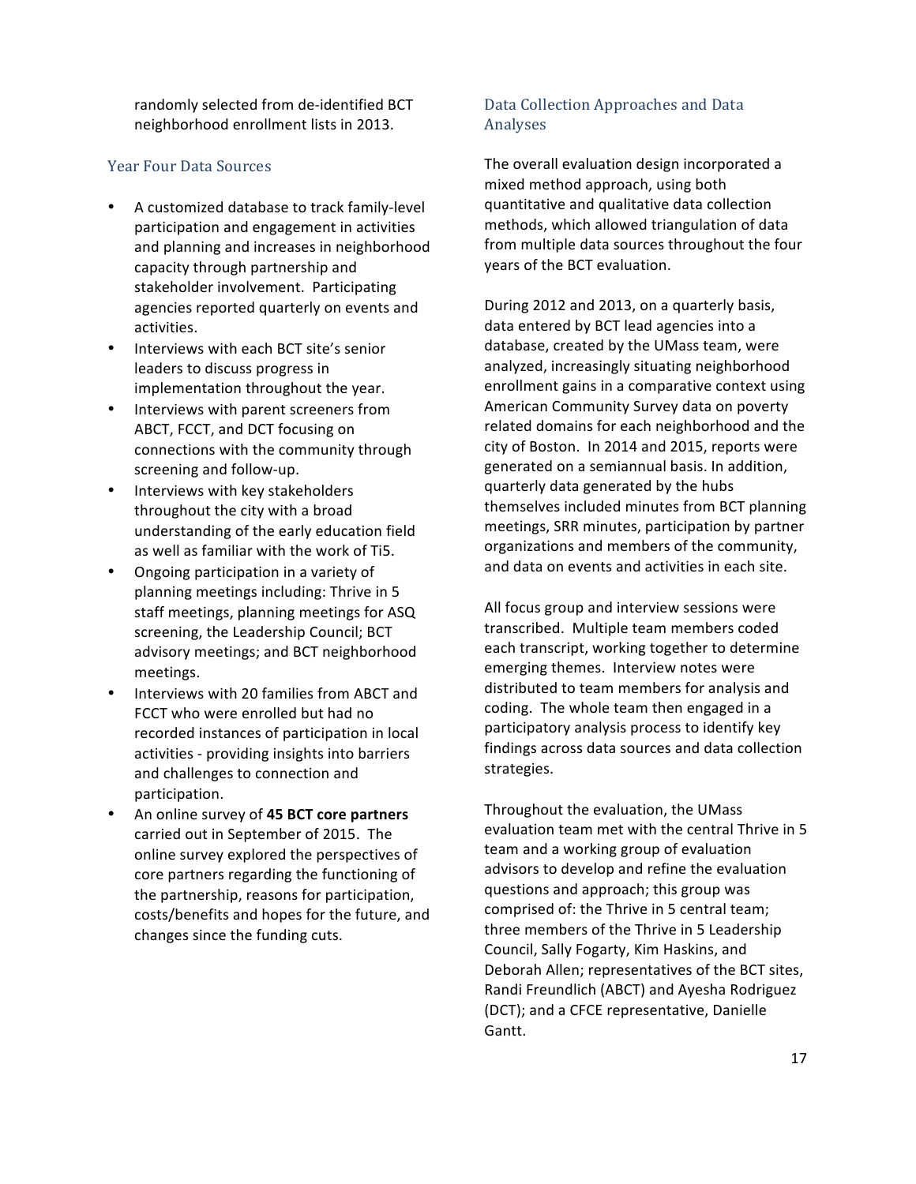randomly selected from de-identified BCT neighborhood enrollment lists in 2013.

### Year Four Data Sources

- A customized database to track family-level participation and engagement in activities and planning and increases in neighborhood capacity through partnership and stakeholder involvement. Participating agencies reported quarterly on events and activities.
- Interviews with each BCT site's senior leaders to discuss progress in implementation throughout the year.
- Interviews with parent screeners from ABCT, FCCT, and DCT focusing on connections with the community through screening and follow-up.
- Interviews with key stakeholders throughout the city with a broad understanding of the early education field as well as familiar with the work of Ti5.
- Ongoing participation in a variety of planning meetings including: Thrive in 5 staff meetings, planning meetings for ASQ screening, the Leadership Council; BCT advisory meetings; and BCT neighborhood meetings.
- Interviews with 20 families from ABCT and FCCT who were enrolled but had no recorded instances of participation in local activities - providing insights into barriers and challenges to connection and participation.
- An online survey of **45 BCT core partners** carried out in September of 2015. The online survey explored the perspectives of core partners regarding the functioning of the partnership, reasons for participation, costs/benefits and hopes for the future, and changes since the funding cuts.

### Data Collection Approaches and Data Analyses

The overall evaluation design incorporated a mixed method approach, using both quantitative and qualitative data collection methods, which allowed triangulation of data from multiple data sources throughout the four years of the BCT evaluation.

During 2012 and 2013, on a quarterly basis, data entered by BCT lead agencies into a database, created by the UMass team, were analyzed, increasingly situating neighborhood enrollment gains in a comparative context using American Community Survey data on poverty related domains for each neighborhood and the city of Boston. In 2014 and 2015, reports were generated on a semiannual basis. In addition, quarterly data generated by the hubs themselves included minutes from BCT planning meetings, SRR minutes, participation by partner organizations and members of the community, and data on events and activities in each site.

All focus group and interview sessions were transcribed. Multiple team members coded each transcript, working together to determine emerging themes. Interview notes were distributed to team members for analysis and coding. The whole team then engaged in a participatory analysis process to identify key findings across data sources and data collection strategies.

Throughout the evaluation, the UMass evaluation team met with the central Thrive in 5 team and a working group of evaluation advisors to develop and refine the evaluation questions and approach; this group was comprised of: the Thrive in 5 central team; three members of the Thrive in 5 Leadership Council, Sally Fogarty, Kim Haskins, and Deborah Allen; representatives of the BCT sites, Randi Freundlich (ABCT) and Ayesha Rodriguez (DCT); and a CFCE representative, Danielle Gantt.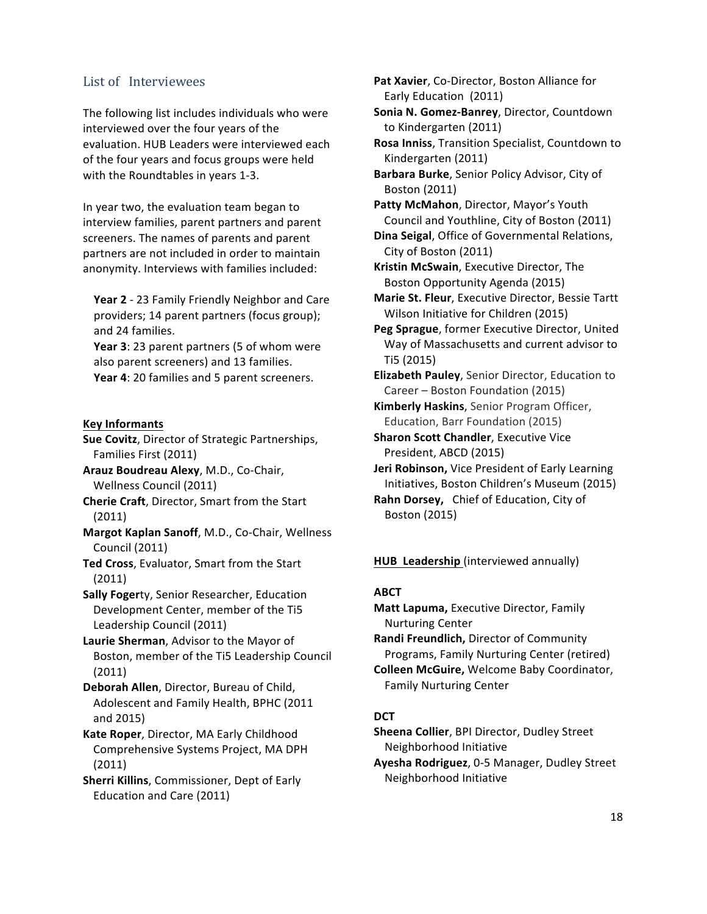## List of Interviewees

The following list includes individuals who were interviewed over the four years of the evaluation. HUB Leaders were interviewed each of the four years and focus groups were held with the Roundtables in years 1-3.

In year two, the evaluation team began to interview families, parent partners and parent screeners. The names of parents and parent partners are not included in order to maintain anonymity. Interviews with families included:

- **Year 2** - 23 Family Friendly Neighbor and Care providers; 14 parent partners (focus group); and 24 families.
- **Year 3**: 23 parent partners (5 of whom were also parent screeners) and 13 families.
- **Year 4**: 20 families and 5 parent screeners.

### Key Informants

**Sue Covitz**, Director of Strategic Partnerships, Families First (2011)
**Arauz Boudreau Alexy**, M.D., Co-Chair, Wellness Council (2011)
**Cherie Craft**, Director, Smart from the Start (2011)
**Margot Kaplan Sanoff**, M.D., Co-Chair, Wellness Council (2011)
**Ted Cross**, Evaluator, Smart from the Start (2011)
**Sally Fogerty**, Senior Researcher, Education Development Center, member of the Ti5 Leadership Council (2011)
**Laurie Sherman**, Advisor to the Mayor of Boston, member of the Ti5 Leadership Council (2011)
**Deborah Allen**, Director, Bureau of Child, Adolescent and Family Health, BPHC (2011 and 2015)
**Kate Roper**, Director, MA Early Childhood Comprehensive Systems Project, MA DPH (2011)
**Sherri Killins**, Commissioner, Dept of Early Education and Care (2011)
**Pat Xavier**, Co-Director, Boston Alliance for Early Education (2011)
**Sonia N. Gomez-Banrey**, Director, Countdown to Kindergarten (2011)
**Rosa Inniss**, Transition Specialist, Countdown to Kindergarten (2011)
**Barbara Burke**, Senior Policy Advisor, City of Boston (2011)
**Patty McMahon**, Director, Mayor's Youth Council and Youthline, City of Boston (2011)
**Dina Seigal**, Office of Governmental Relations, City of Boston (2011)
**Kristin McSwain**, Executive Director, The Boston Opportunity Agenda (2015)
**Marie St. Fleur**, Executive Director, Bessie Tartt Wilson Initiative for Children (2015)
**Peg Sprague**, former Executive Director, United Way of Massachusetts and current advisor to Ti5 (2015)
**Elizabeth Pauley**, Senior Director, Education to Career – Boston Foundation (2015)
**Kimberly Haskins**, Senior Program Officer, Education, Barr Foundation (2015)
**Sharon Scott Chandler**, Executive Vice President, ABCD (2015)
**Jeri Robinson,** Vice President of Early Learning Initiatives, Boston Children's Museum (2015)
**Rahn Dorsey,** Chief of Education, City of Boston (2015)

### HUB Leadership (interviewed annually)

**ABCT**

**Matt Lapuma,** Executive Director, Family Nurturing Center
**Randi Freundlich,** Director of Community Programs, Family Nurturing Center (retired)
**Colleen McGuire,** Welcome Baby Coordinator, Family Nurturing Center

**DCT**

**Sheena Collier**, BPI Director, Dudley Street Neighborhood Initiative
**Ayesha Rodriguez**, 0-5 Manager, Dudley Street Neighborhood Initiative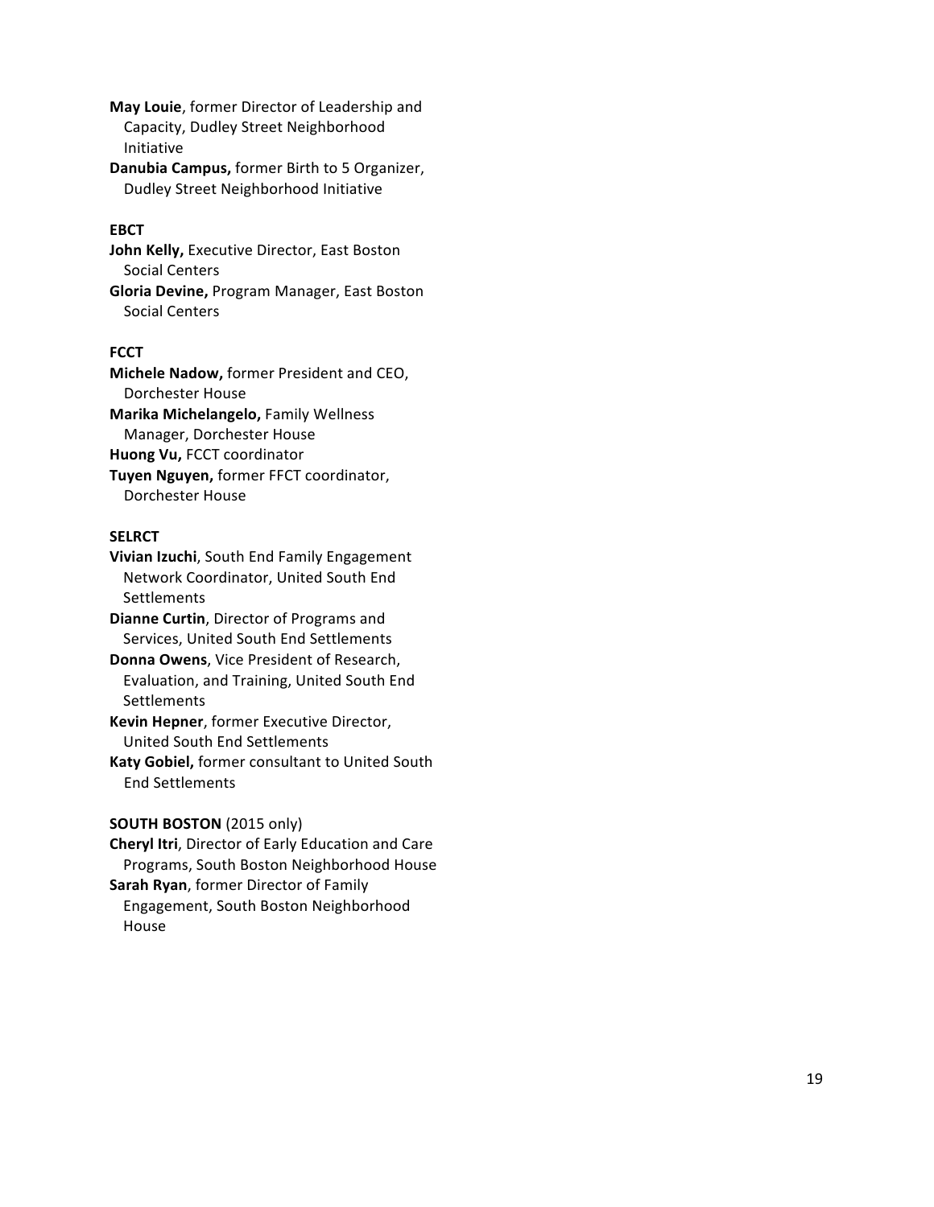**May Louie**, former Director of Leadership and Capacity, Dudley Street Neighborhood Initiative

**Danubia Campus,** former Birth to 5 Organizer, Dudley Street Neighborhood Initiative

**EBCT**

**John Kelly,** Executive Director, East Boston Social Centers

**Gloria Devine,** Program Manager, East Boston Social Centers

**FCCT**

**Michele Nadow,** former President and CEO, Dorchester House

**Marika Michelangelo,** Family Wellness Manager, Dorchester House

**Huong Vu,** FCCT coordinator

**Tuyen Nguyen,** former FFCT coordinator, Dorchester House

**SELRCT**

**Vivian Izuchi**, South End Family Engagement Network Coordinator, United South End Settlements

**Dianne Curtin**, Director of Programs and Services, United South End Settlements

**Donna Owens**, Vice President of Research, Evaluation, and Training, United South End Settlements

**Kevin Hepner**, former Executive Director, United South End Settlements

**Katy Gobiel,** former consultant to United South End Settlements

**SOUTH BOSTON** (2015 only)

**Cheryl Itri**, Director of Early Education and Care Programs, South Boston Neighborhood House

**Sarah Ryan**, former Director of Family Engagement, South Boston Neighborhood House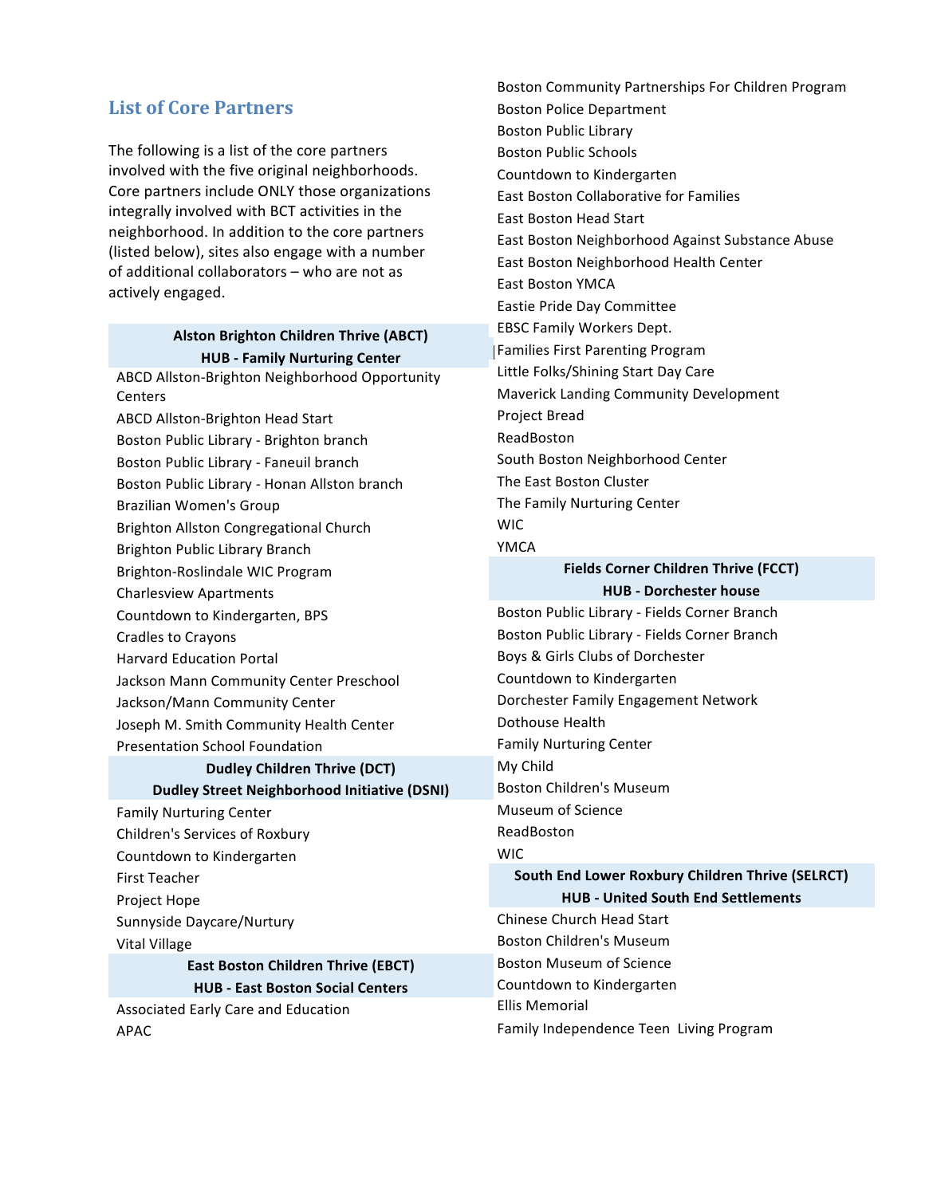## List of Core Partners

The following is a list of the core partners involved with the five original neighborhoods. Core partners include ONLY those organizations integrally involved with BCT activities in the neighborhood. In addition to the core partners (listed below), sites also engage with a number of additional collaborators – who are not as actively engaged.

**Alston Brighton Children Thrive (ABCT)**
**HUB - Family Nurturing Center**

- ABCD Allston-Brighton Neighborhood Opportunity Centers
- ABCD Allston-Brighton Head Start
- Boston Public Library - Brighton branch
- Boston Public Library - Faneuil branch
- Boston Public Library - Honan Allston branch
- Brazilian Women's Group
- Brighton Allston Congregational Church
- Brighton Public Library Branch
- Brighton-Roslindale WIC Program
- Charlesview Apartments
- Countdown to Kindergarten, BPS
- Cradles to Crayons
- Harvard Education Portal
- Jackson Mann Community Center Preschool
- Jackson/Mann Community Center
- Joseph M. Smith Community Health Center
- Presentation School Foundation

**Dudley Children Thrive (DCT)**
**Dudley Street Neighborhood Initiative (DSNI)**

- Family Nurturing Center
- Children's Services of Roxbury
- Countdown to Kindergarten
- First Teacher
- Project Hope
- Sunnyside Daycare/Nurtury
- Vital Village

**East Boston Children Thrive (EBCT)**
**HUB - East Boston Social Centers**

- Associated Early Care and Education
- APAC
- Boston Community Partnerships For Children Program
- Boston Police Department
- Boston Public Library
- Boston Public Schools
- Countdown to Kindergarten
- East Boston Collaborative for Families
- East Boston Head Start
- East Boston Neighborhood Against Substance Abuse
- East Boston Neighborhood Health Center
- East Boston YMCA
- Eastie Pride Day Committee
- EBSC Family Workers Dept.
- Families First Parenting Program
- Little Folks/Shining Start Day Care
- Maverick Landing Community Development
- Project Bread
- ReadBoston
- South Boston Neighborhood Center
- The East Boston Cluster
- The Family Nurturing Center
- WIC
- YMCA

**Fields Corner Children Thrive (FCCT)**
**HUB - Dorchester house**

- Boston Public Library - Fields Corner Branch
- Boston Public Library - Fields Corner Branch
- Boys & Girls Clubs of Dorchester
- Countdown to Kindergarten
- Dorchester Family Engagement Network
- Dothouse Health
- Family Nurturing Center
- My Child
- Boston Children's Museum
- Museum of Science
- ReadBoston
- WIC

**South End Lower Roxbury Children Thrive (SELRCT)**
**HUB - United South End Settlements**

- Chinese Church Head Start
- Boston Children's Museum
- Boston Museum of Science
- Countdown to Kindergarten
- Ellis Memorial
- Family Independence Teen Living Program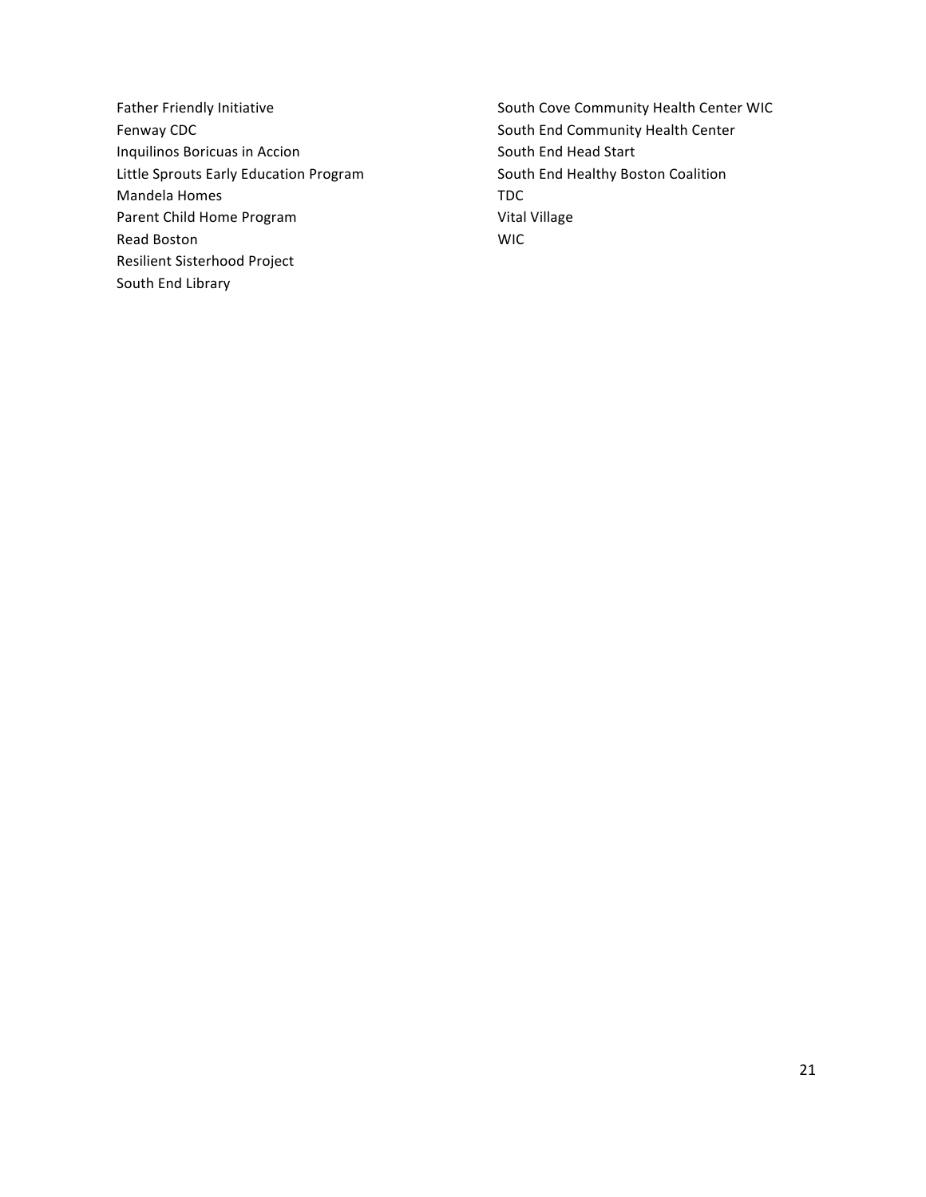Father Friendly Initiative
Fenway CDC
Inquilinos Boricuas in Accion
Little Sprouts Early Education Program
Mandela Homes
Parent Child Home Program
Read Boston
Resilient Sisterhood Project
South End Library
South Cove Community Health Center WIC
South End Community Health Center
South End Head Start
South End Healthy Boston Coalition
TDC
Vital Village
WIC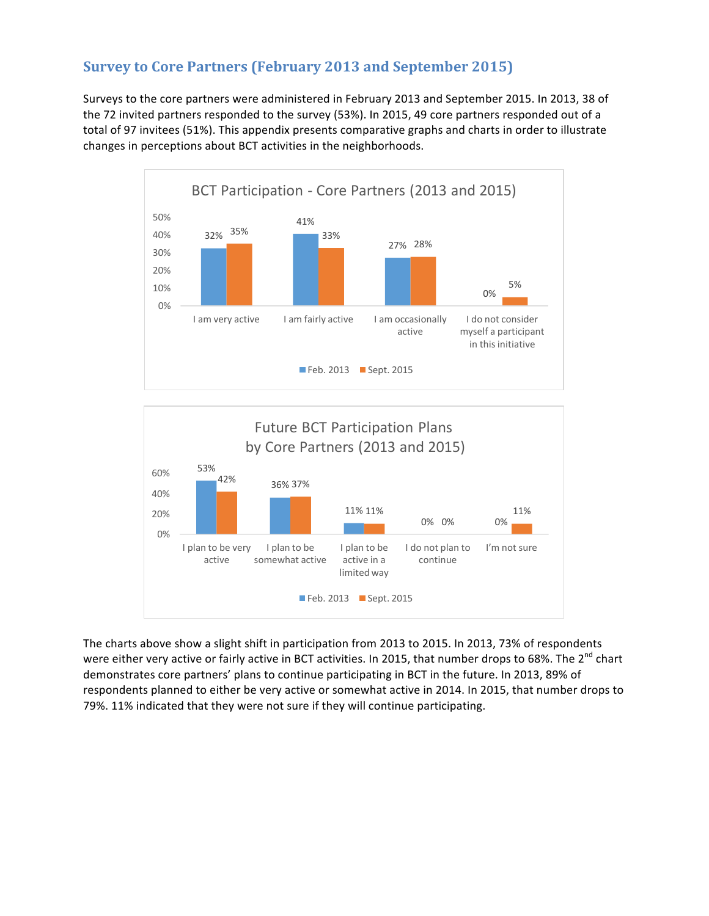## Survey to Core Partners (February 2013 and September 2015)

Surveys to the core partners were administered in February 2013 and September 2015. In 2013, 38 of the 72 invited partners responded to the survey (53%). In 2015, 49 core partners responded out of a total of 97 invitees (51%). This appendix presents comparative graphs and charts in order to illustrate changes in perceptions about BCT activities in the neighborhoods.

BCT Participation - Core Partners (2013 and 2015)

50%
40%
30%
20%
10%
0%

32% 35%
41% 33%
27% 28%
0% 5%

I am very active
I am fairly active
I am occasionally active
I do not consider myself a participant in this initiative

Feb. 2013 Sept. 2015

Future BCT Participation Plans by Core Partners (2013 and 2015)

60%
40%
20%
0%

53% 42%
36% 37%
11% 11%
0% 0%
0% 11%

I plan to be very active
I plan to be somewhat active
I plan to be active in a limited way
I do not plan to continue
I'm not sure

Feb. 2013 Sept. 2015

The charts above show a slight shift in participation from 2013 to 2015. In 2013, 73% of respondents were either very active or fairly active in BCT activities. In 2015, that number drops to 68%. The 2nd chart demonstrates core partners' plans to continue participating in BCT in the future. In 2013, 89% of respondents planned to either be very active or somewhat active in 2014. In 2015, that number drops to 79%. 11% indicated that they were not sure if they will continue participating.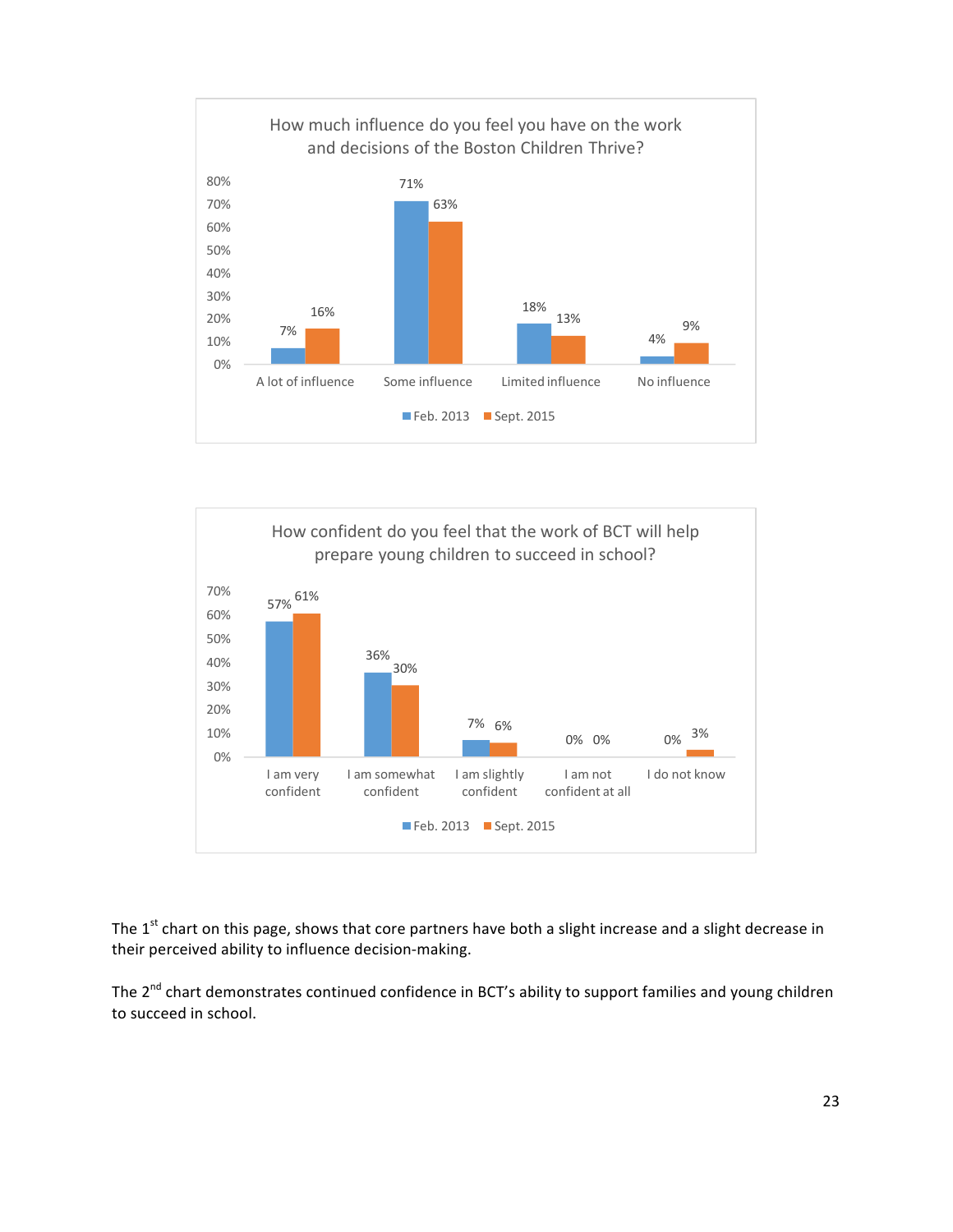How much influence do you feel you have on the work and decisions of the Boston Children Thrive?

80%
70%
60%
50%
40%
30%
20%
10%
0%

7%
16%
71%
63%
18%
13%
4%
9%

A lot of influence
Some influence
Limited influence
No influence

Feb. 2013
Sept. 2015

How confident do you feel that the work of BCT will help prepare young children to succeed in school?

70%
60%
50%
40%
30%
20%
10%
0%

57%
61%
36%
30%
7%
6%
0%
0%
0%
3%

I am very confident
I am somewhat confident
I am slightly confident
I am not confident at all
I do not know

Feb. 2013
Sept. 2015

The 1st chart on this page, shows that core partners have both a slight increase and a slight decrease in their perceived ability to influence decision-making.

The 2nd chart demonstrates continued confidence in BCT's ability to support families and young children to succeed in school.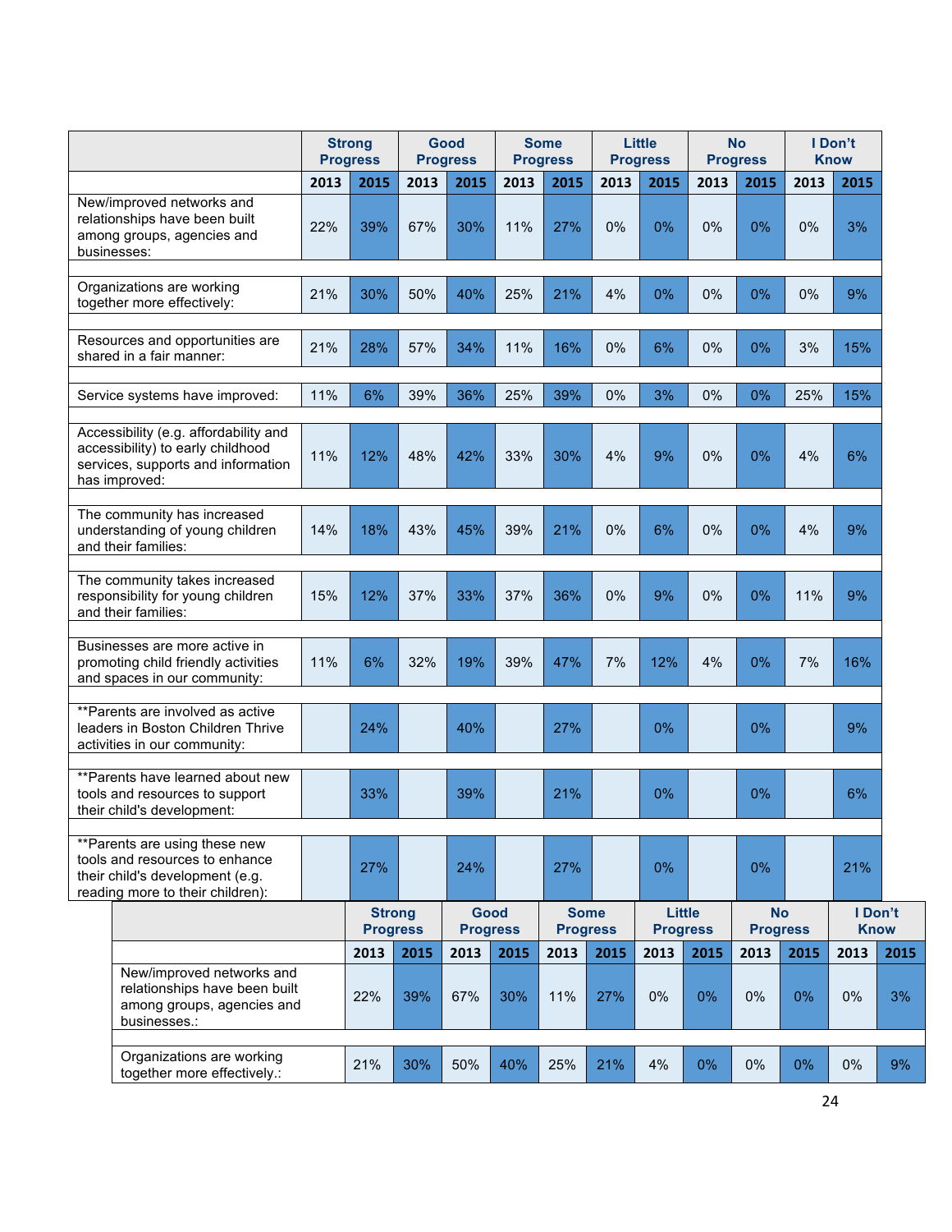| | Strong Progress | | Good Progress | | Some Progress | | Little Progress | | No Progress | | I Don't Know | |
|---|---|---|---|---|---|---|---|---|---|---|---|---|
| | 2013 | 2015 | 2013 | 2015 | 2013 | 2015 | 2013 | 2015 | 2013 | 2015 | 2013 | 2015 |
| New/improved networks and relationships have been built among groups, agencies and businesses: | 22% | 39% | 67% | 30% | 11% | 27% | 0% | 0% | 0% | 0% | 0% | 3% |
| Organizations are working together more effectively: | 21% | 30% | 50% | 40% | 25% | 21% | 4% | 0% | 0% | 0% | 0% | 9% |
| Resources and opportunities are shared in a fair manner: | 21% | 28% | 57% | 34% | 11% | 16% | 0% | 6% | 0% | 0% | 3% | 15% |
| Service systems have improved: | 11% | 6% | 39% | 36% | 25% | 39% | 0% | 3% | 0% | 0% | 25% | 15% |
| Accessibility (e.g. affordability and accessibility) to early childhood services, supports and information has improved: | 11% | 12% | 48% | 42% | 33% | 30% | 4% | 9% | 0% | 0% | 4% | 6% |
| The community has increased understanding of young children and their families: | 14% | 18% | 43% | 45% | 39% | 21% | 0% | 6% | 0% | 0% | 4% | 9% |
| The community takes increased responsibility for young children and their families: | 15% | 12% | 37% | 33% | 37% | 36% | 0% | 9% | 0% | 0% | 11% | 9% |
| Businesses are more active in promoting child friendly activities and spaces in our community: | 11% | 6% | 32% | 19% | 39% | 47% | 7% | 12% | 4% | 0% | 7% | 16% |
| **Parents are involved as active leaders in Boston Children Thrive activities in our community: | | 24% | | 40% | | 27% | | 0% | | 0% | | 9% |
| **Parents have learned about new tools and resources to support their child's development: | | 33% | | 39% | | 21% | | 0% | | 0% | | 6% |
| **Parents are using these new tools and resources to enhance their child's development (e.g. reading more to their children): | | 27% | | 24% | | 27% | | 0% | | 0% | | 21% |

| | Strong Progress | | Good Progress | | Some Progress | | Little Progress | | No Progress | | I Don't Know | |
|---|---|---|---|---|---|---|---|---|---|---|---|---|
| | 2013 | 2015 | 2013 | 2015 | 2013 | 2015 | 2013 | 2015 | 2013 | 2015 | 2013 | 2015 |
| New/improved networks and relationships have been built among groups, agencies and businesses.: | 22% | 39% | 67% | 30% | 11% | 27% | 0% | 0% | 0% | 0% | 0% | 3% |
| Organizations are working together more effectively.: | 21% | 30% | 50% | 40% | 25% | 21% | 4% | 0% | 0% | 0% | 0% | 9% |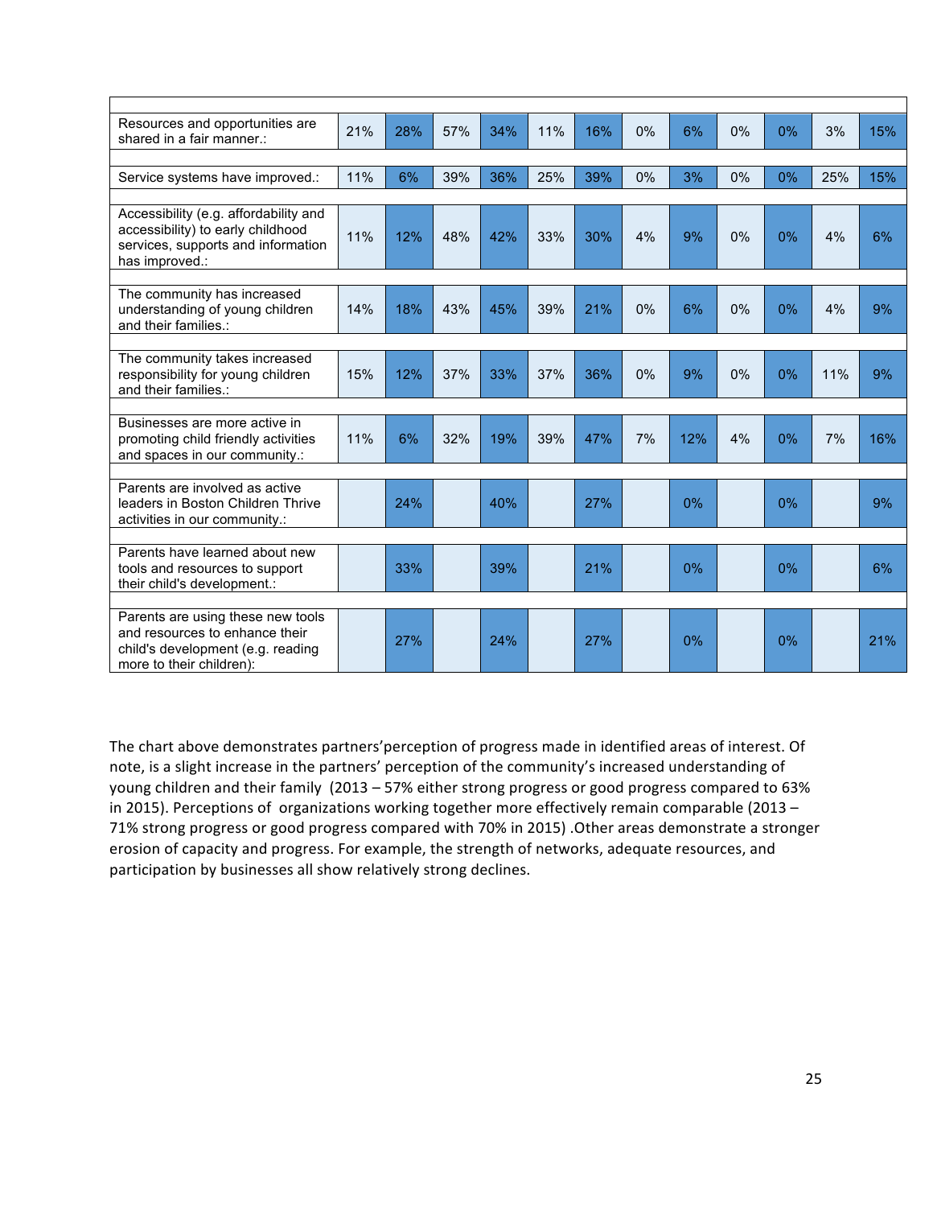| | | | | | | | | | | | | |
|---|---|---|---|---|---|---|---|---|---|---|---|---|
| Resources and opportunities are shared in a fair manner.: | 21% | 28% | 57% | 34% | 11% | 16% | 0% | 6% | 0% | 0% | 3% | 15% |
| Service systems have improved.: | 11% | 6% | 39% | 36% | 25% | 39% | 0% | 3% | 0% | 0% | 25% | 15% |
| Accessibility (e.g. affordability and accessibility) to early childhood services, supports and information has improved.: | 11% | 12% | 48% | 42% | 33% | 30% | 4% | 9% | 0% | 0% | 4% | 6% |
| The community has increased understanding of young children and their families.: | 14% | 18% | 43% | 45% | 39% | 21% | 0% | 6% | 0% | 0% | 4% | 9% |
| The community takes increased responsibility for young children and their families.: | 15% | 12% | 37% | 33% | 37% | 36% | 0% | 9% | 0% | 0% | 11% | 9% |
| Businesses are more active in promoting child friendly activities and spaces in our community.: | 11% | 6% | 32% | 19% | 39% | 47% | 7% | 12% | 4% | 0% | 7% | 16% |
| Parents are involved as active leaders in Boston Children Thrive activities in our community.: | | 24% | | 40% | | 27% | | 0% | | 0% | | 9% |
| Parents have learned about new tools and resources to support their child's development.: | | 33% | | 39% | | 21% | | 0% | | 0% | | 6% |
| Parents are using these new tools and resources to enhance their child's development (e.g. reading more to their children): | | 27% | | 24% | | 27% | | 0% | | 0% | | 21% |

The chart above demonstrates partners'perception of progress made in identified areas of interest. Of note, is a slight increase in the partners' perception of the community's increased understanding of young children and their family (2013 – 57% either strong progress or good progress compared to 63% in 2015). Perceptions of organizations working together more effectively remain comparable (2013 – 71% strong progress or good progress compared with 70% in 2015) .Other areas demonstrate a stronger erosion of capacity and progress. For example, the strength of networks, adequate resources, and participation by businesses all show relatively strong declines.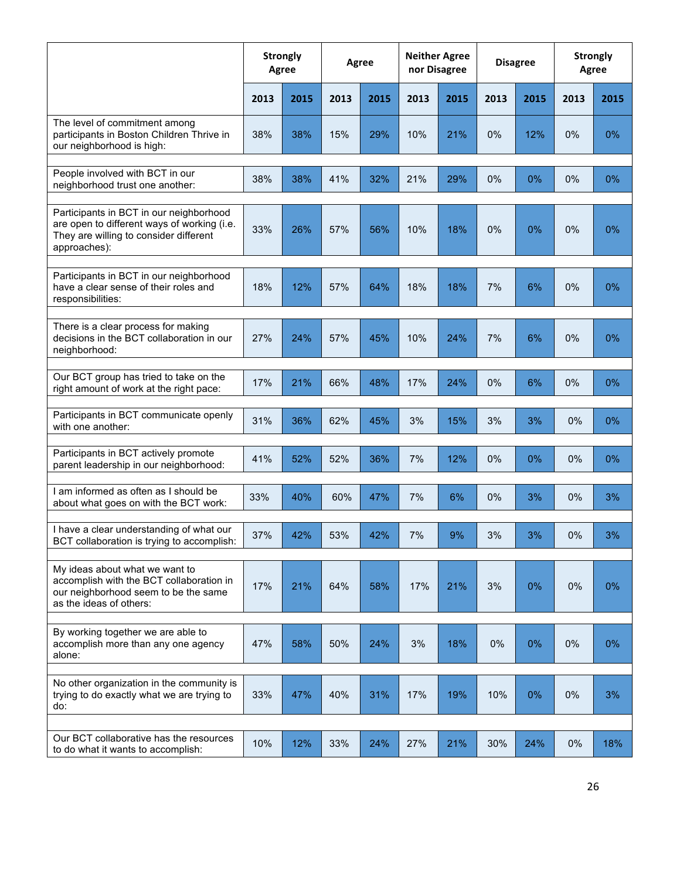| | Strongly Agree | | Agree | | Neither Agree nor Disagree | | Disagree | | Strongly Agree | |
|---|---|---|---|---|---|---|---|---|---|---|
| | 2013 | 2015 | 2013 | 2015 | 2013 | 2015 | 2013 | 2015 | 2013 | 2015 |
| The level of commitment among participants in Boston Children Thrive in our neighborhood is high: | 38% | 38% | 15% | 29% | 10% | 21% | 0% | 12% | 0% | 0% |
| People involved with BCT in our neighborhood trust one another: | 38% | 38% | 41% | 32% | 21% | 29% | 0% | 0% | 0% | 0% |
| Participants in BCT in our neighborhood are open to different ways of working (i.e. They are willing to consider different approaches): | 33% | 26% | 57% | 56% | 10% | 18% | 0% | 0% | 0% | 0% |
| Participants in BCT in our neighborhood have a clear sense of their roles and responsibilities: | 18% | 12% | 57% | 64% | 18% | 18% | 7% | 6% | 0% | 0% |
| There is a clear process for making decisions in the BCT collaboration in our neighborhood: | 27% | 24% | 57% | 45% | 10% | 24% | 7% | 6% | 0% | 0% |
| Our BCT group has tried to take on the right amount of work at the right pace: | 17% | 21% | 66% | 48% | 17% | 24% | 0% | 6% | 0% | 0% |
| Participants in BCT communicate openly with one another: | 31% | 36% | 62% | 45% | 3% | 15% | 3% | 3% | 0% | 0% |
| Participants in BCT actively promote parent leadership in our neighborhood: | 41% | 52% | 52% | 36% | 7% | 12% | 0% | 0% | 0% | 0% |
| I am informed as often as I should be about what goes on with the BCT work: | 33% | 40% | 60% | 47% | 7% | 6% | 0% | 3% | 0% | 3% |
| I have a clear understanding of what our BCT collaboration is trying to accomplish: | 37% | 42% | 53% | 42% | 7% | 9% | 3% | 3% | 0% | 3% |
| My ideas about what we want to accomplish with the BCT collaboration in our neighborhood seem to be the same as the ideas of others: | 17% | 21% | 64% | 58% | 17% | 21% | 3% | 0% | 0% | 0% |
| By working together we are able to accomplish more than any one agency alone: | 47% | 58% | 50% | 24% | 3% | 18% | 0% | 0% | 0% | 0% |
| No other organization in the community is trying to do exactly what we are trying to do: | 33% | 47% | 40% | 31% | 17% | 19% | 10% | 0% | 0% | 3% |
| Our BCT collaborative has the resources to do what it wants to accomplish: | 10% | 12% | 33% | 24% | 27% | 21% | 30% | 24% | 0% | 18% |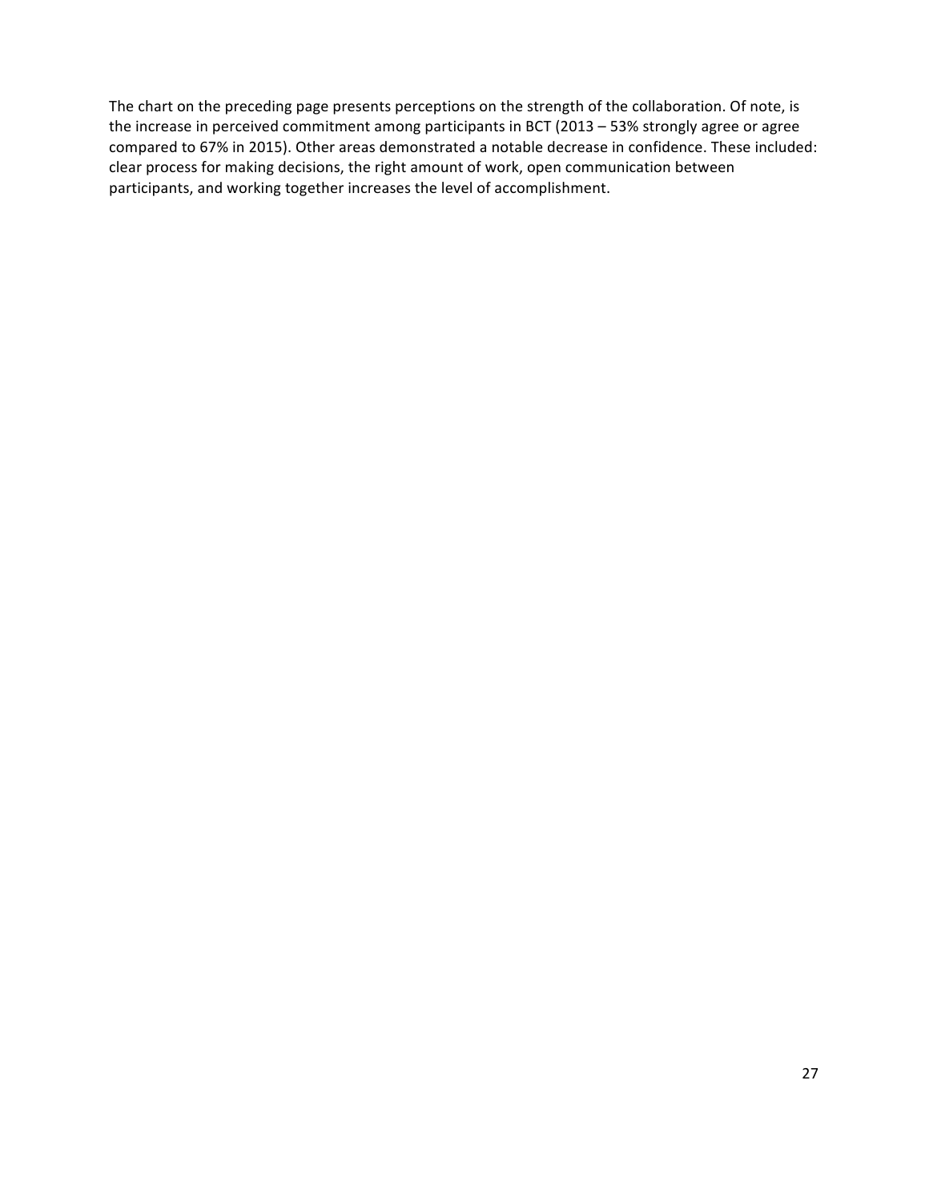The chart on the preceding page presents perceptions on the strength of the collaboration. Of note, is the increase in perceived commitment among participants in BCT (2013 – 53% strongly agree or agree compared to 67% in 2015). Other areas demonstrated a notable decrease in confidence. These included: clear process for making decisions, the right amount of work, open communication between participants, and working together increases the level of accomplishment.